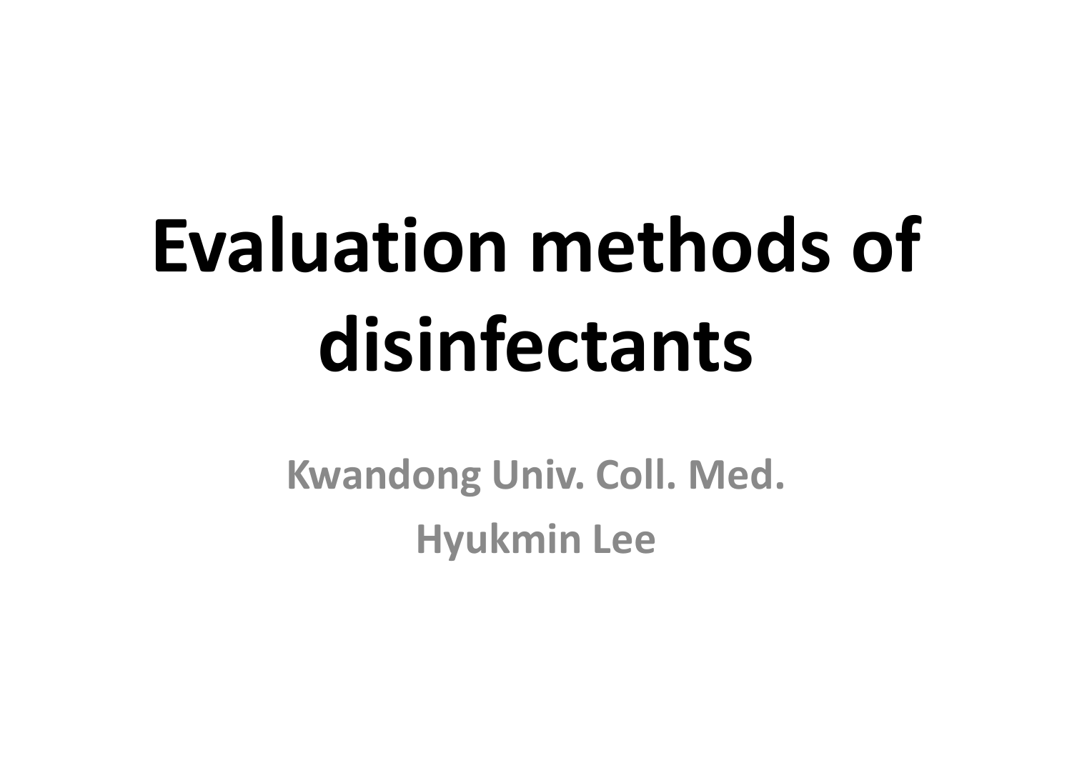# Evaluation methods of disinfectants

**Kwandong Univ. Coll. Med.**

**Hyukmin Lee**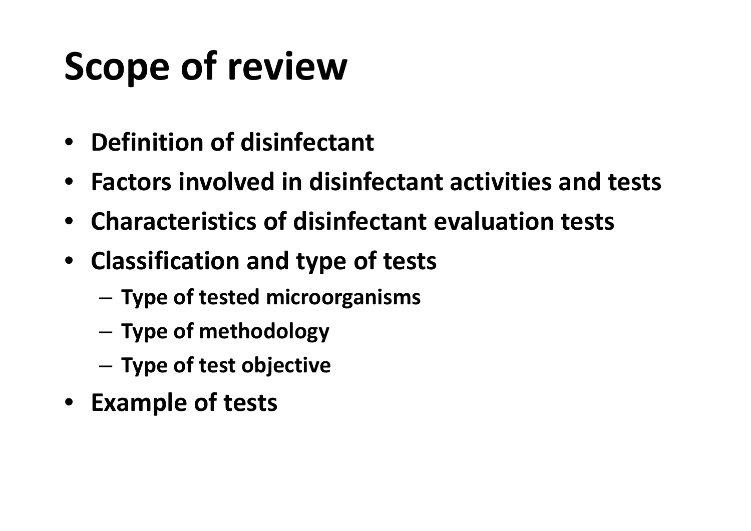# Scope of review

- Definition of disinfectant
- Factors involved in disinfectant activities and tests
- Characteristics of disinfectant evaluation tests
- Classification and type of tests
  - Type of tested microorganisms
  - Type of methodology
  - Type of test objective
- Example of tests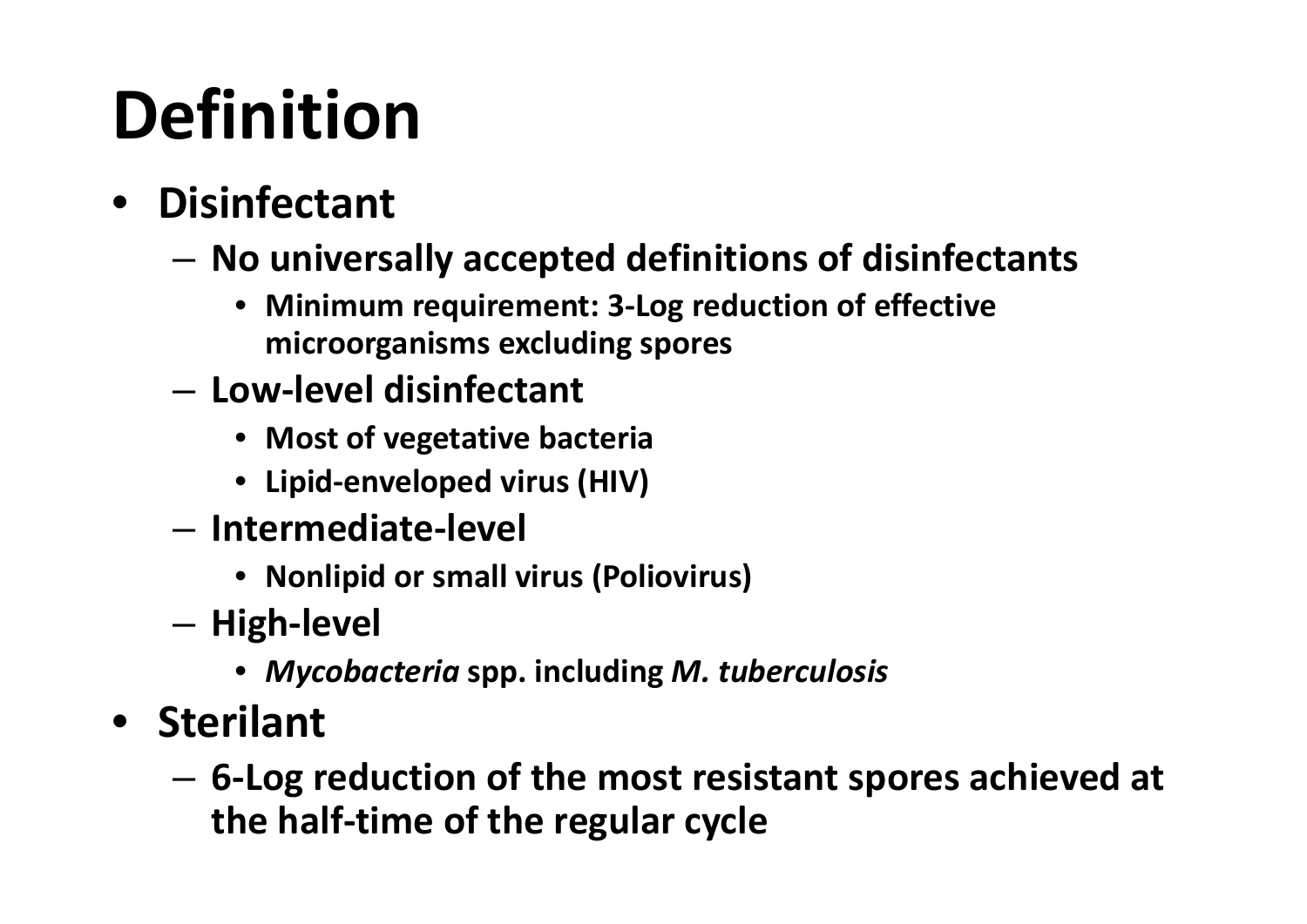# Definition

- **Disinfectant**
  - **No universally accepted definitions of disinfectants**
    - **Minimum requirement: 3-Log reduction of effective microorganisms excluding spores**
  - **Low-level disinfectant**
    - **Most of vegetative bacteria**
    - **Lipid-enveloped virus (HIV)**
  - **Intermediate-level**
    - **Nonlipid or small virus (Poliovirus)**
  - **High-level**
    - ***Mycobacteria* spp. including *M. tuberculosis***
- **Sterilant**
  - **6-Log reduction of the most resistant spores achieved at the half-time of the regular cycle**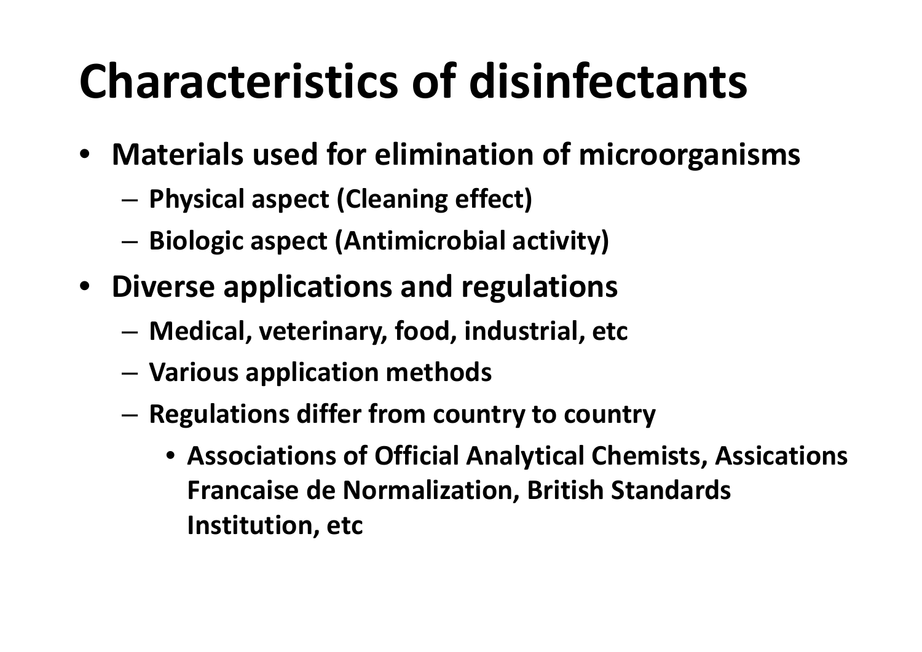# Characteristics of disinfectants

- **Materials used for elimination of microorganisms**
  - **Physical aspect (Cleaning effect)**
  - **Biologic aspect (Antimicrobial activity)**
- **Diverse applications and regulations**
  - **Medical, veterinary, food, industrial, etc**
  - **Various application methods**
  - **Regulations differ from country to country**
    - **Associations of Official Analytical Chemists, Assications Francaise de Normalization, British Standards Institution, etc**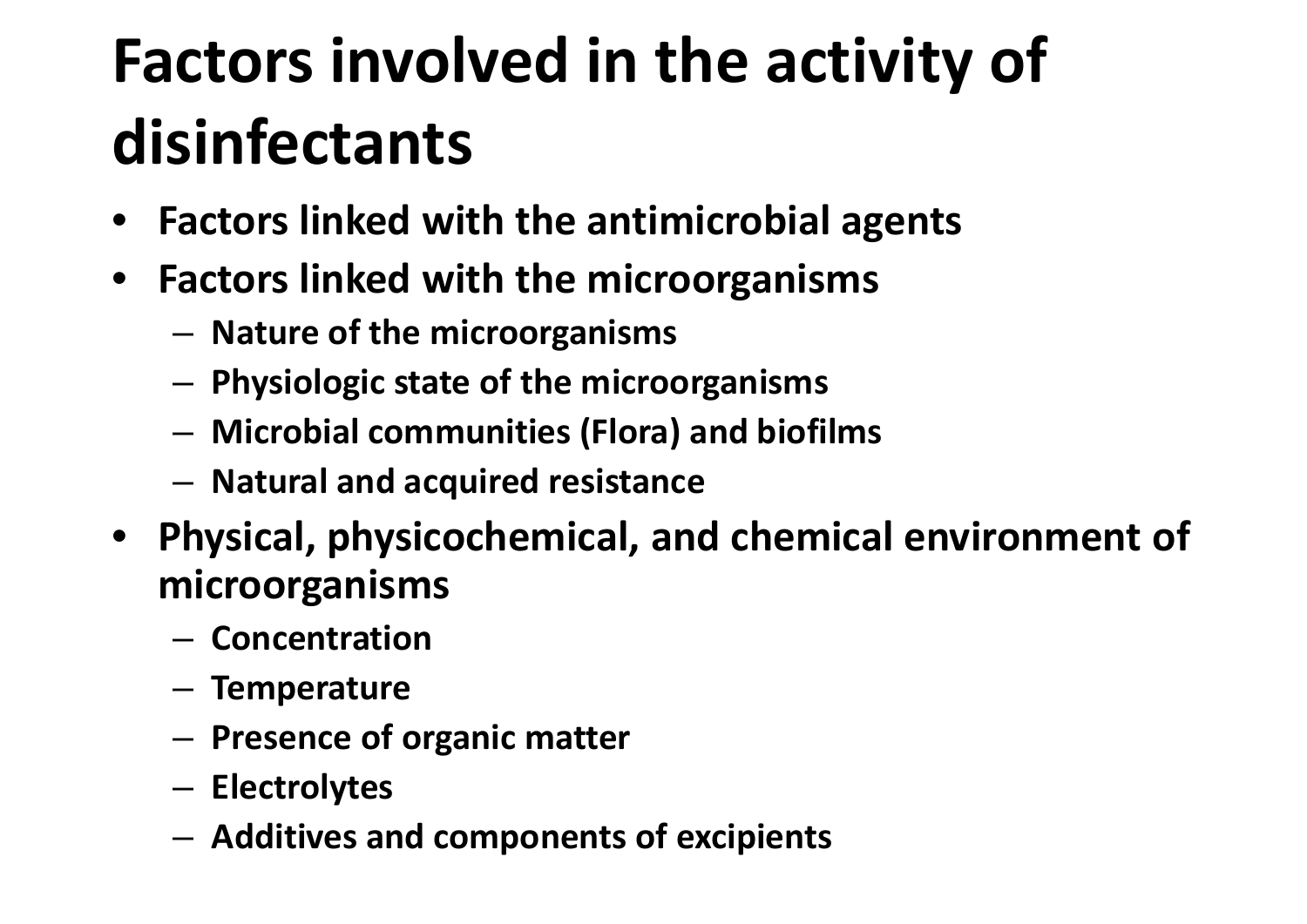# Factors involved in the activity of disinfectants

- **Factors linked with the antimicrobial agents**
- **Factors linked with the microorganisms**
  - **Nature of the microorganisms**
  - **Physiologic state of the microorganisms**
  - **Microbial communities (Flora) and biofilms**
  - **Natural and acquired resistance**
- **Physical, physicochemical, and chemical environment of microorganisms**
  - **Concentration**
  - **Temperature**
  - **Presence of organic matter**
  - **Electrolytes**
  - **Additives and components of excipients**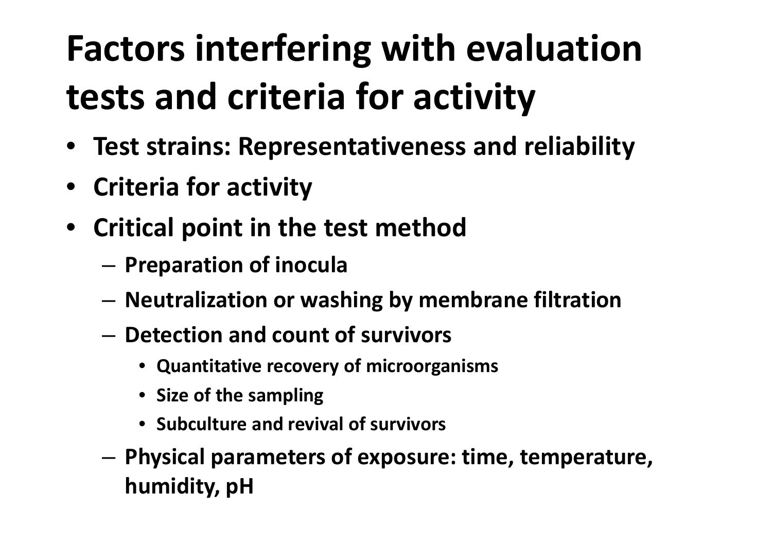# Factors interfering with evaluation tests and criteria for activity

- **Test strains: Representativeness and reliability**
- **Criteria for activity**
- **Critical point in the test method**
  - **Preparation of inocula**
  - **Neutralization or washing by membrane filtration**
  - **Detection and count of survivors**
    - **Quantitative recovery of microorganisms**
    - **Size of the sampling**
    - **Subculture and revival of survivors**
  - **Physical parameters of exposure: time, temperature, humidity, pH**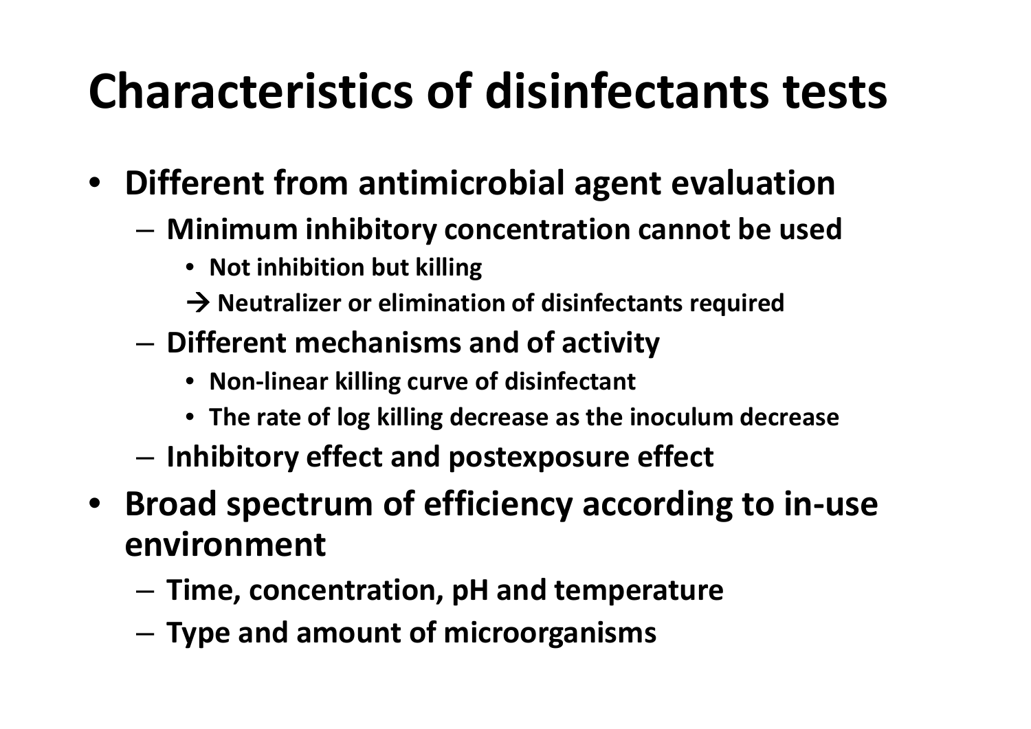# Characteristics of disinfectants tests

- Different from antimicrobial agent evaluation
  - Minimum inhibitory concentration cannot be used
    - Not inhibition but killing
    - → Neutralizer or elimination of disinfectants required
  - Different mechanisms and of activity
    - Non-linear killing curve of disinfectant
    - The rate of log killing decrease as the inoculum decrease
  - Inhibitory effect and postexposure effect
- Broad spectrum of efficiency according to in-use environment
  - Time, concentration, pH and temperature
  - Type and amount of microorganisms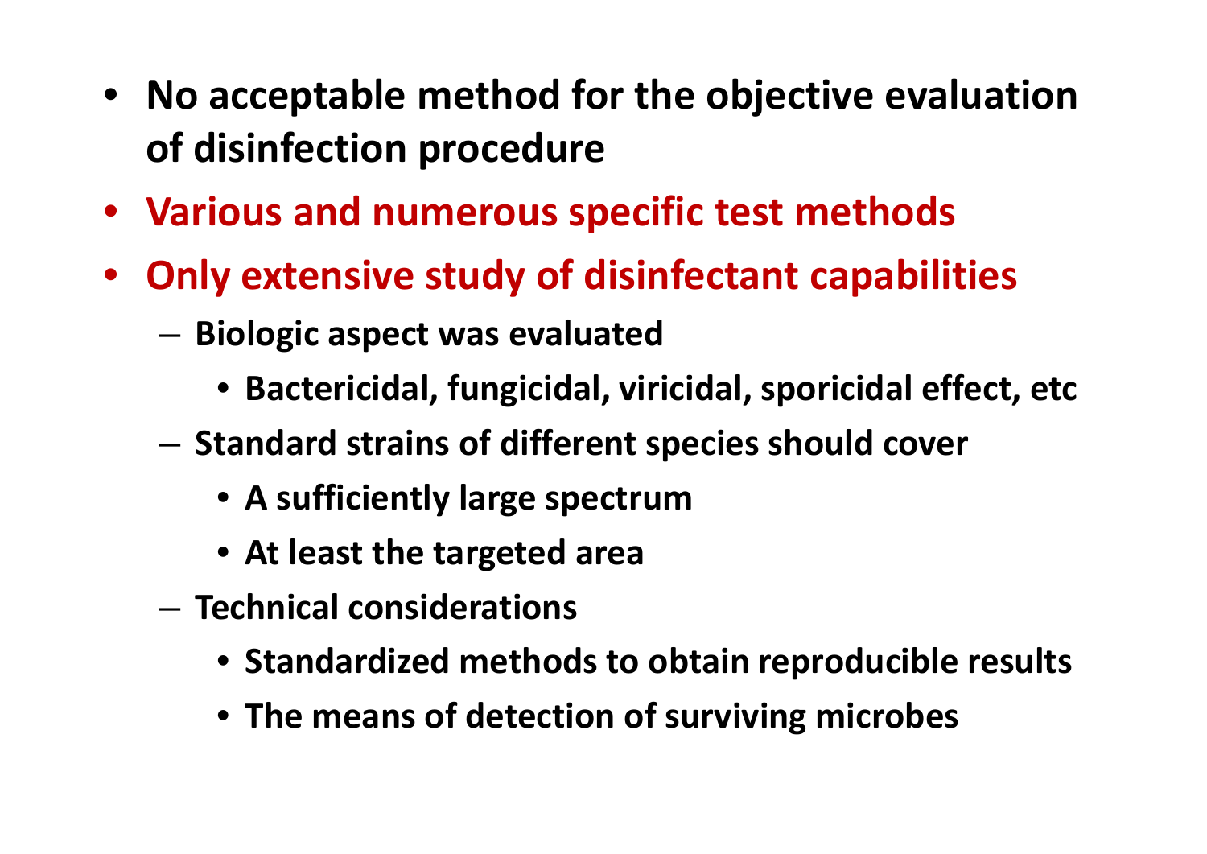- **No acceptable method for the objective evaluation of disinfection procedure**
- **Various and numerous specific test methods**
- **Only extensive study of disinfectant capabilities**
  - **Biologic aspect was evaluated**
    - **Bactericidal, fungicidal, viricidal, sporicidal effect, etc**
  - **Standard strains of different species should cover**
    - **A sufficiently large spectrum**
    - **At least the targeted area**
  - **Technical considerations**
    - **Standardized methods to obtain reproducible results**
    - **The means of detection of surviving microbes**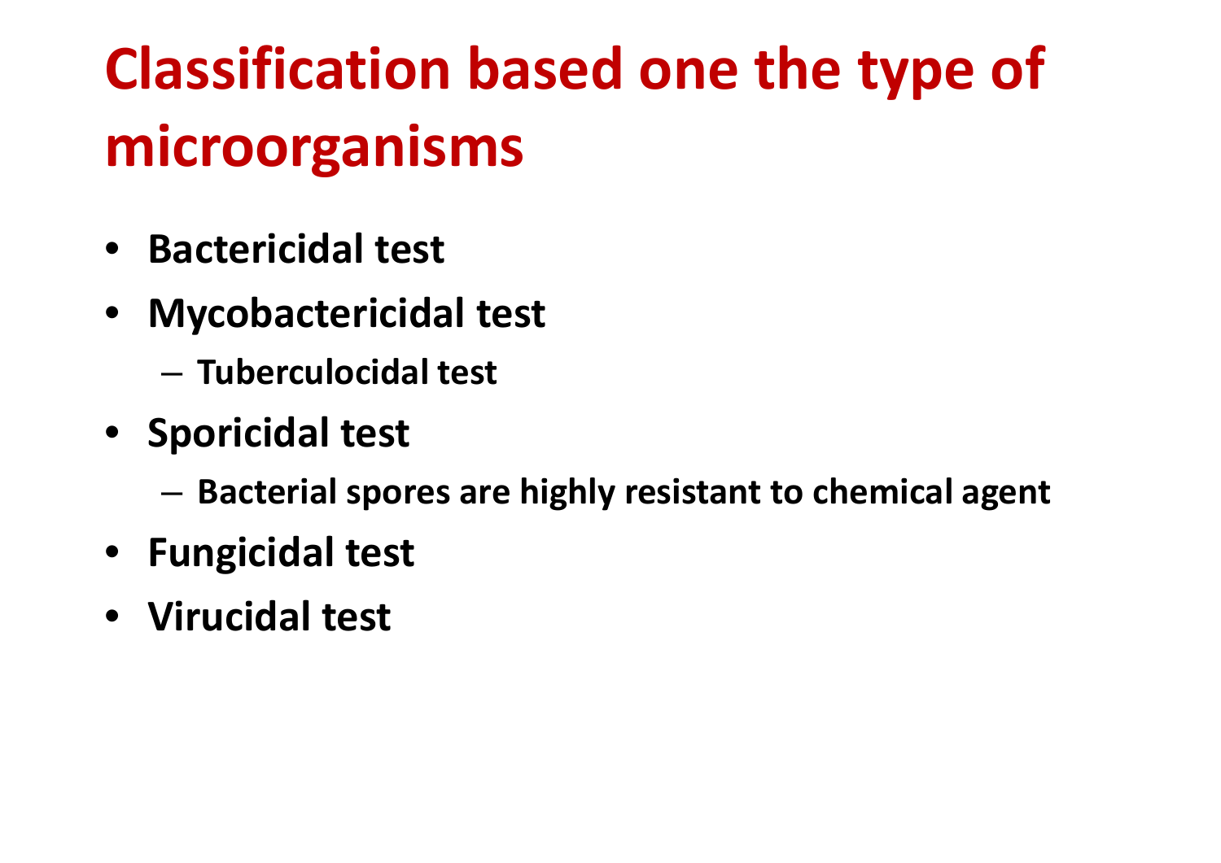# Classification based one the type of microorganisms

- **Bactericidal test**
- **Mycobactericidal test**
  - **Tuberculocidal test**
- **Sporicidal test**
  - **Bacterial spores are highly resistant to chemical agent**
- **Fungicidal test**
- **Virucidal test**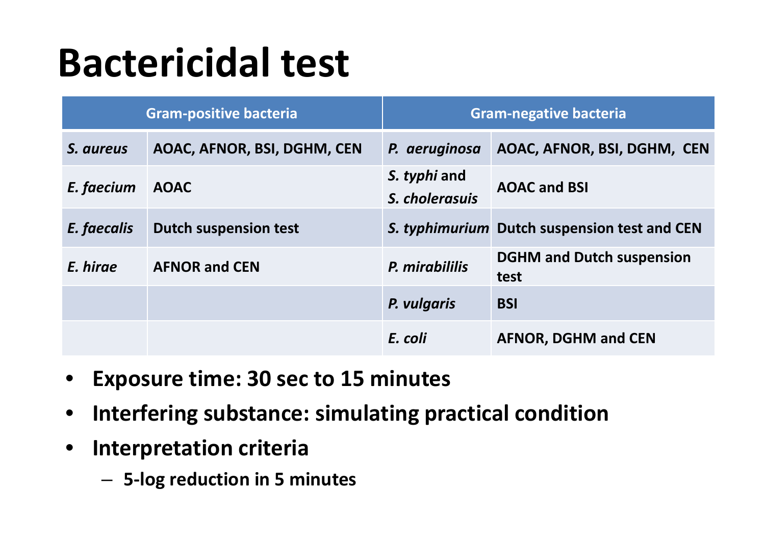# Bactericidal test

| Gram-positive bacteria | | Gram-negative bacteria | |
|---|---|---|---|
| *S. aureus* | AOAC, AFNOR, BSI, DGHM, CEN | *P. aeruginosa* | AOAC, AFNOR, BSI, DGHM, CEN |
| *E. faecium* | AOAC | *S. typhi* and *S. cholerasuis* | AOAC and BSI |
| *E. faecalis* | Dutch suspension test | *S. typhimurium* | Dutch suspension test and CEN |
| *E. hirae* | AFNOR and CEN | *P. mirabililis* | DGHM and Dutch suspension test |
| | | *P. vulgaris* | BSI |
| | | *E. coli* | AFNOR, DGHM and CEN |

- **Exposure time: 30 sec to 15 minutes**
- **Interfering substance: simulating practical condition**
- **Interpretation criteria**
  - **5-log reduction in 5 minutes**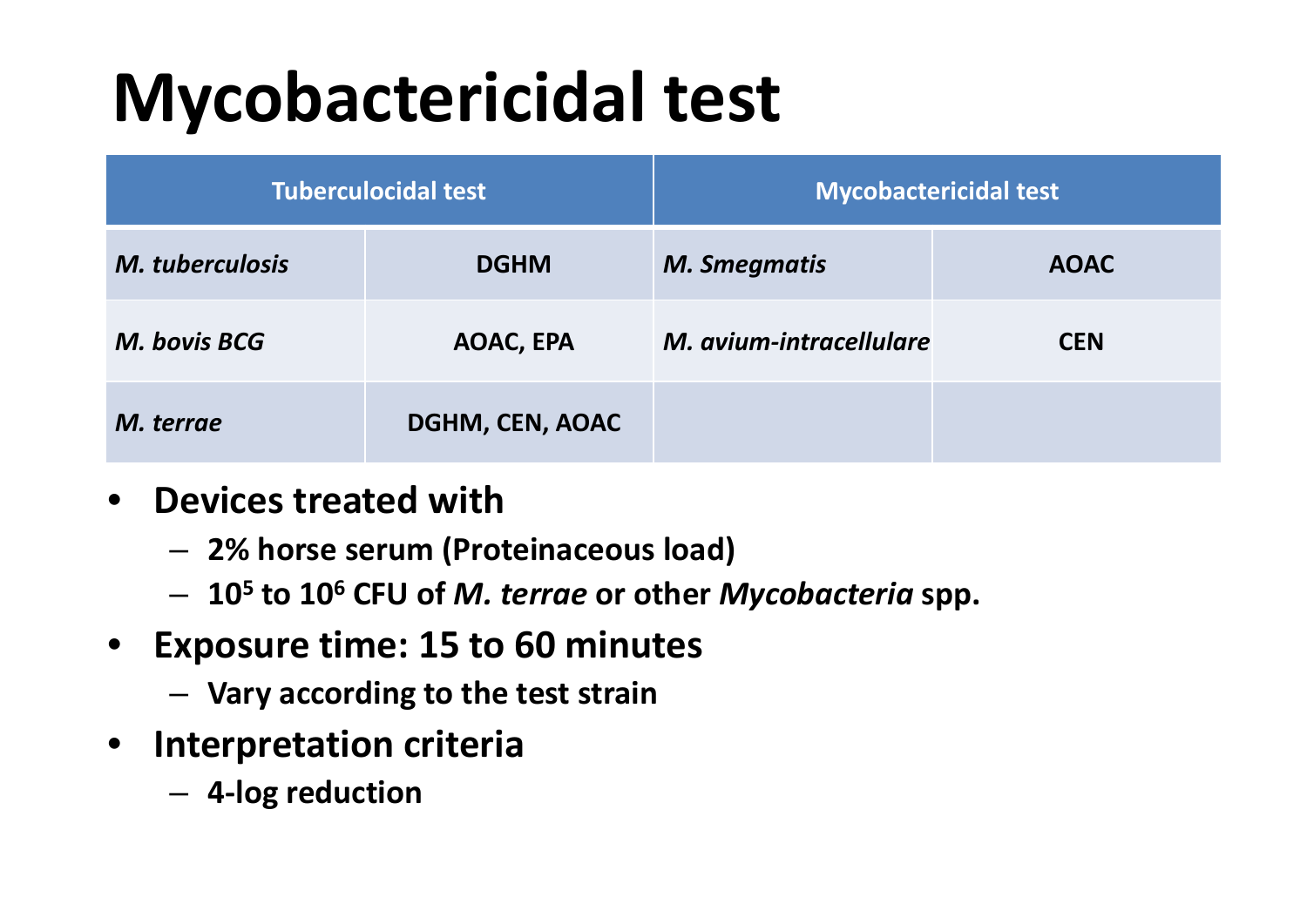# Mycobactericidal test

| Tuberculocidal test | | Mycobactericidal test | |
|---|---|---|---|
| ***M. tuberculosis*** | **DGHM** | ***M. Smegmatis*** | **AOAC** |
| ***M. bovis BCG*** | **AOAC, EPA** | ***M. avium-intracellulare*** | **CEN** |
| ***M. terrae*** | **DGHM, CEN, AOAC** | | |

- **Devices treated with**
  - **2% horse serum (Proteinaceous load)**
  - **$10^5$ to $10^6$ CFU of *M. terrae* or other *Mycobacteria* spp.**
- **Exposure time: 15 to 60 minutes**
  - **Vary according to the test strain**
- **Interpretation criteria**
  - **4-log reduction**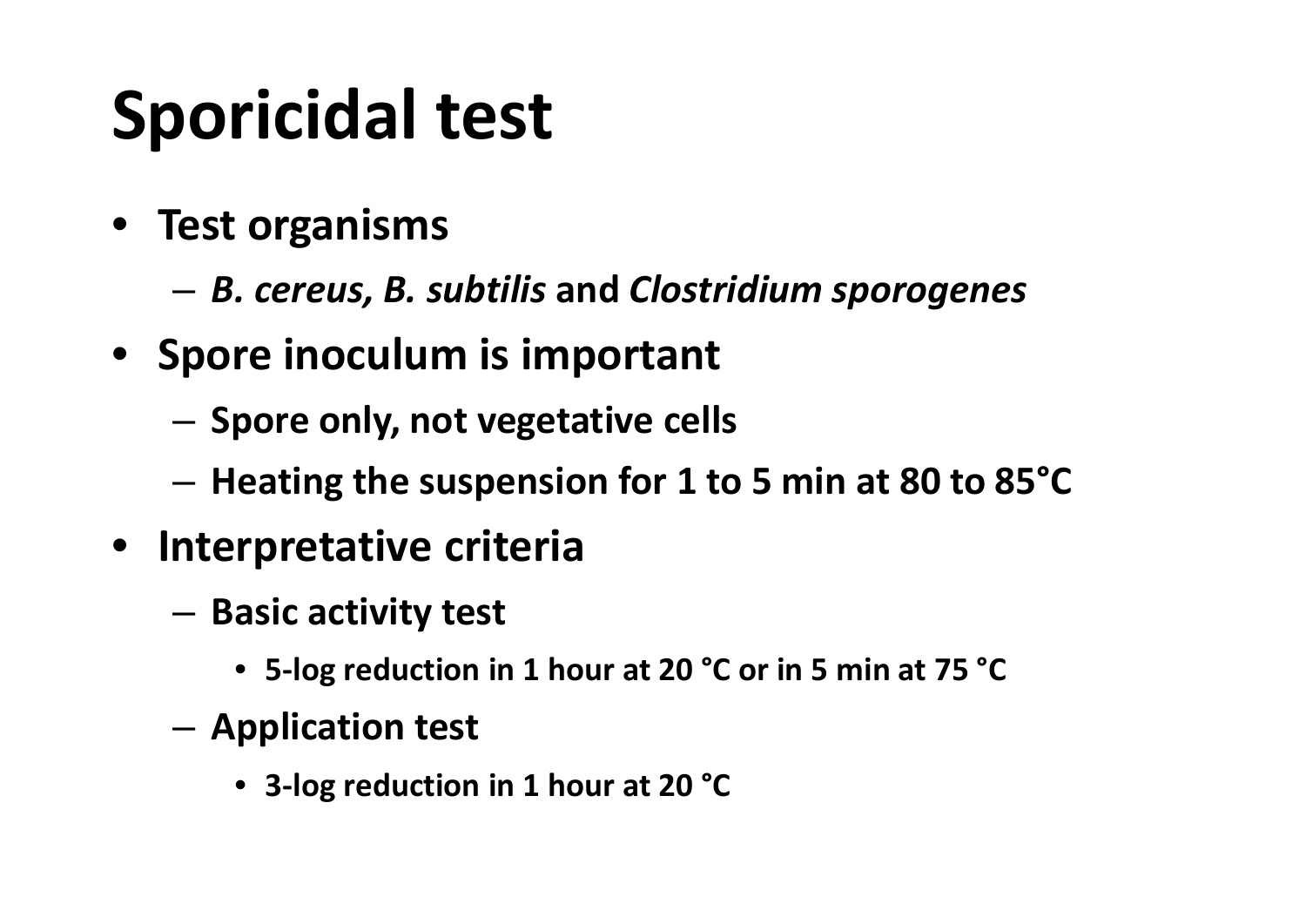# Sporicidal test

- **Test organisms**
  - ***B. cereus, B. subtilis*** **and** ***Clostridium sporogenes***
- **Spore inoculum is important**
  - **Spore only, not vegetative cells**
  - **Heating the suspension for 1 to 5 min at 80 to 85°C**
- **Interpretative criteria**
  - **Basic activity test**
    - **5-log reduction in 1 hour at 20 °C or in 5 min at 75 °C**
  - **Application test**
    - **3-log reduction in 1 hour at 20 °C**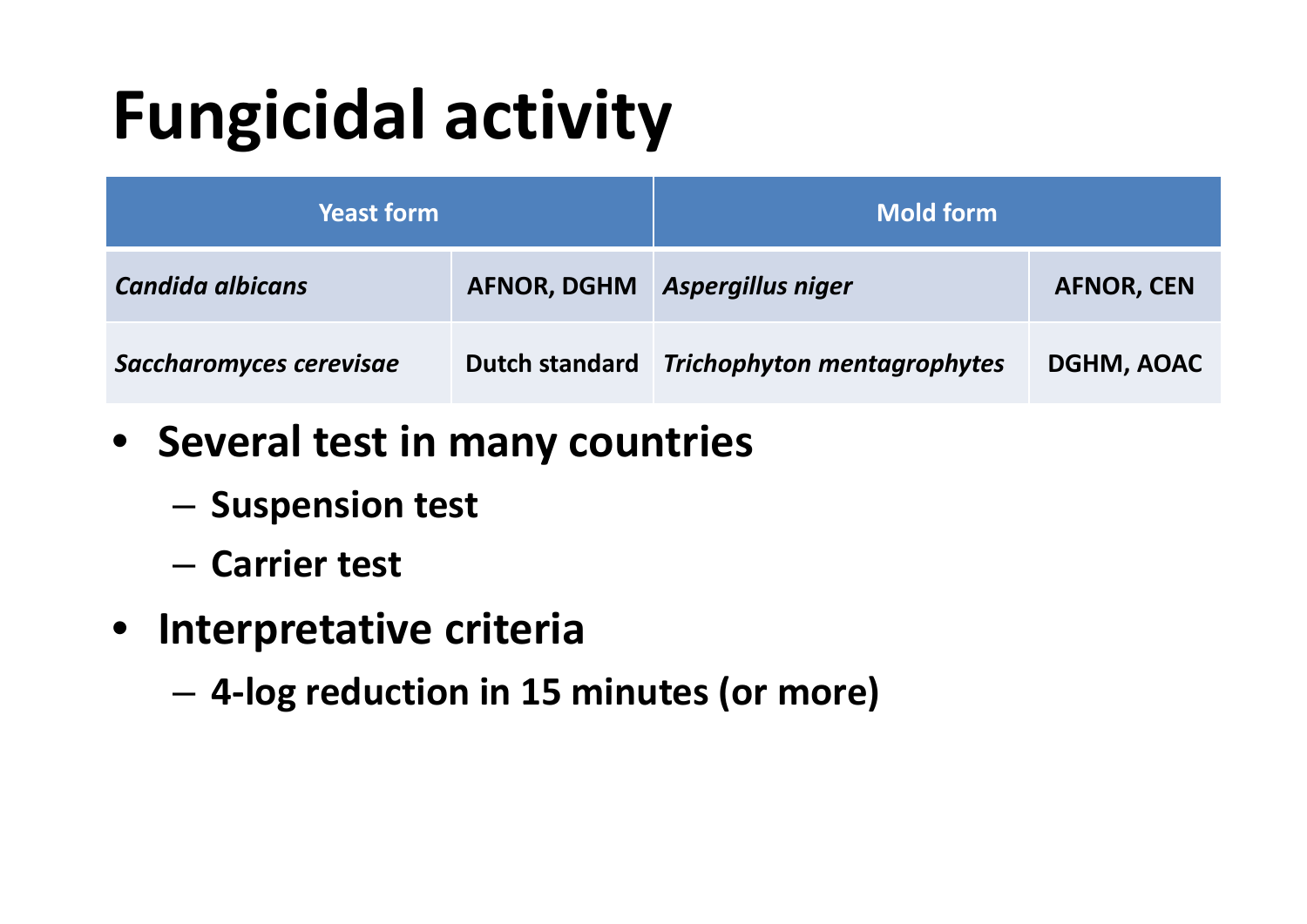# Fungicidal activity

| Yeast form | | Mold form | |
|---|---|---|---|
| *Candida albicans* | AFNOR, DGHM | *Aspergillus niger* | AFNOR, CEN |
| *Saccharomyces cerevisae* | Dutch standard | *Trichophyton mentagrophytes* | DGHM, AOAC |

- **Several test in many countries**
  - **Suspension test**
  - **Carrier test**
- **Interpretative criteria**
  - **4-log reduction in 15 minutes (or more)**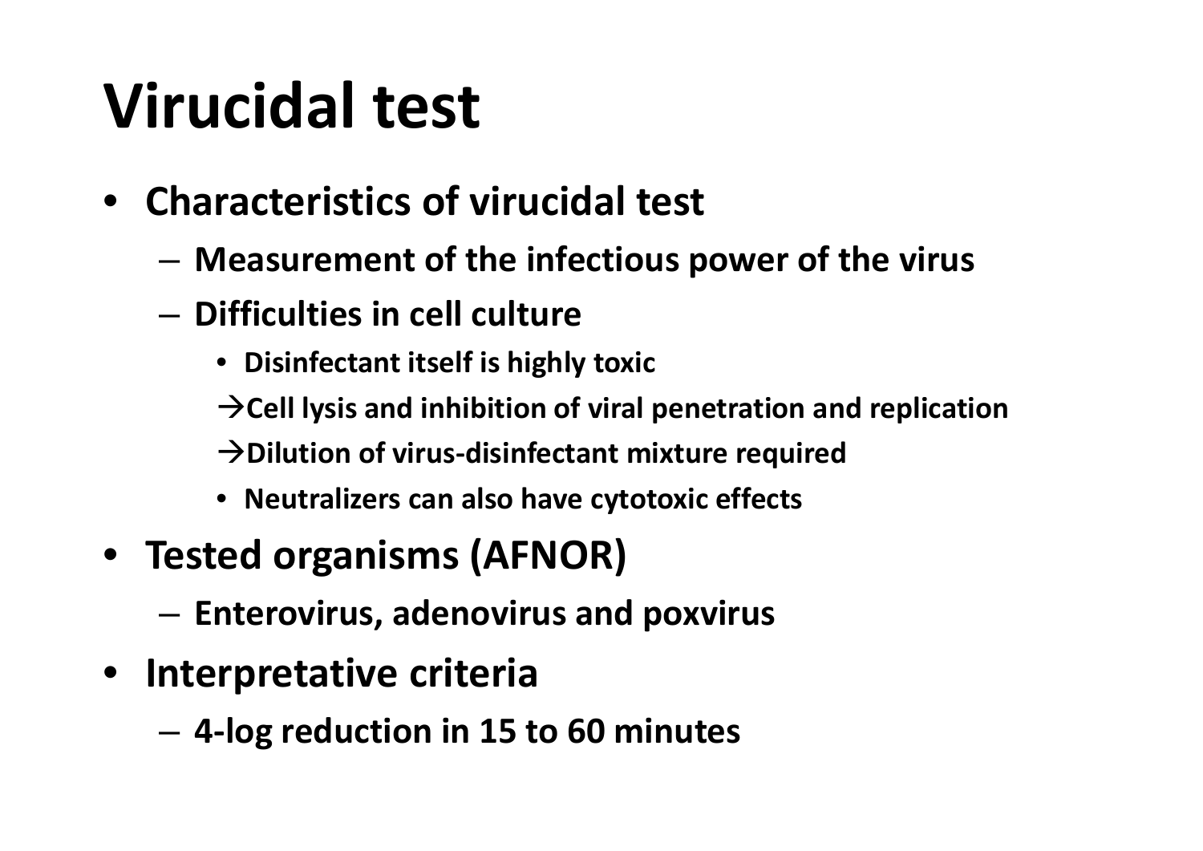# Virucidal test

- **Characteristics of virucidal test**
  - **Measurement of the infectious power of the virus**
  - **Difficulties in cell culture**
    - **Disinfectant itself is highly toxic**

      **→Cell lysis and inhibition of viral penetration and replication**

      **→Dilution of virus-disinfectant mixture required**
    - **Neutralizers can also have cytotoxic effects**
- **Tested organisms (AFNOR)**
  - **Enterovirus, adenovirus and poxvirus**
- **Interpretative criteria**
  - **4-log reduction in 15 to 60 minutes**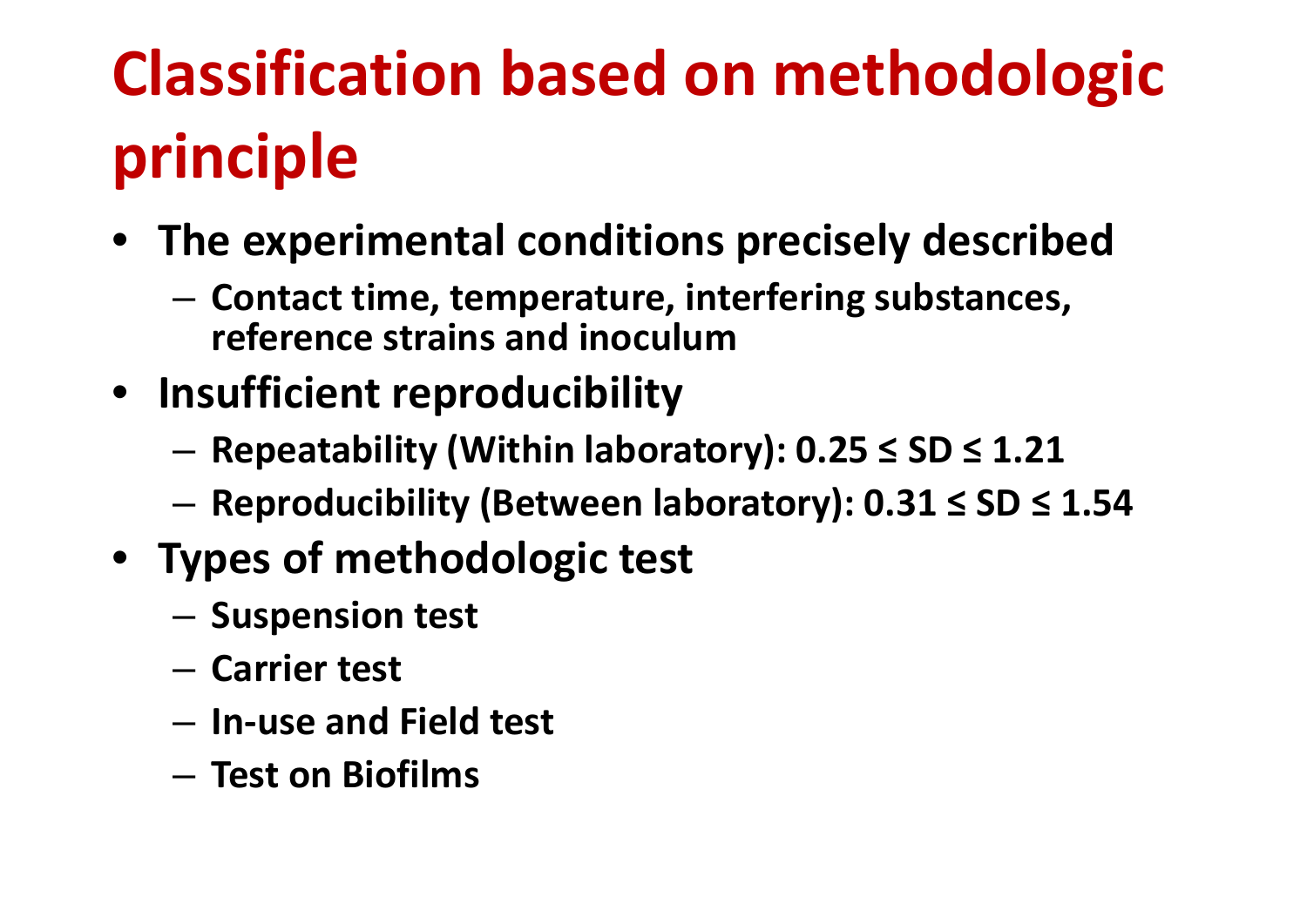# Classification based on methodologic principle

- **The experimental conditions precisely described**
  - **Contact time, temperature, interfering substances, reference strains and inoculum**
- **Insufficient reproducibility**
  - **Repeatability (Within laboratory): $0.25 \leq SD \leq 1.21$**
  - **Reproducibility (Between laboratory): $0.31 \leq SD \leq 1.54$**
- **Types of methodologic test**
  - **Suspension test**
  - **Carrier test**
  - **In-use and Field test**
  - **Test on Biofilms**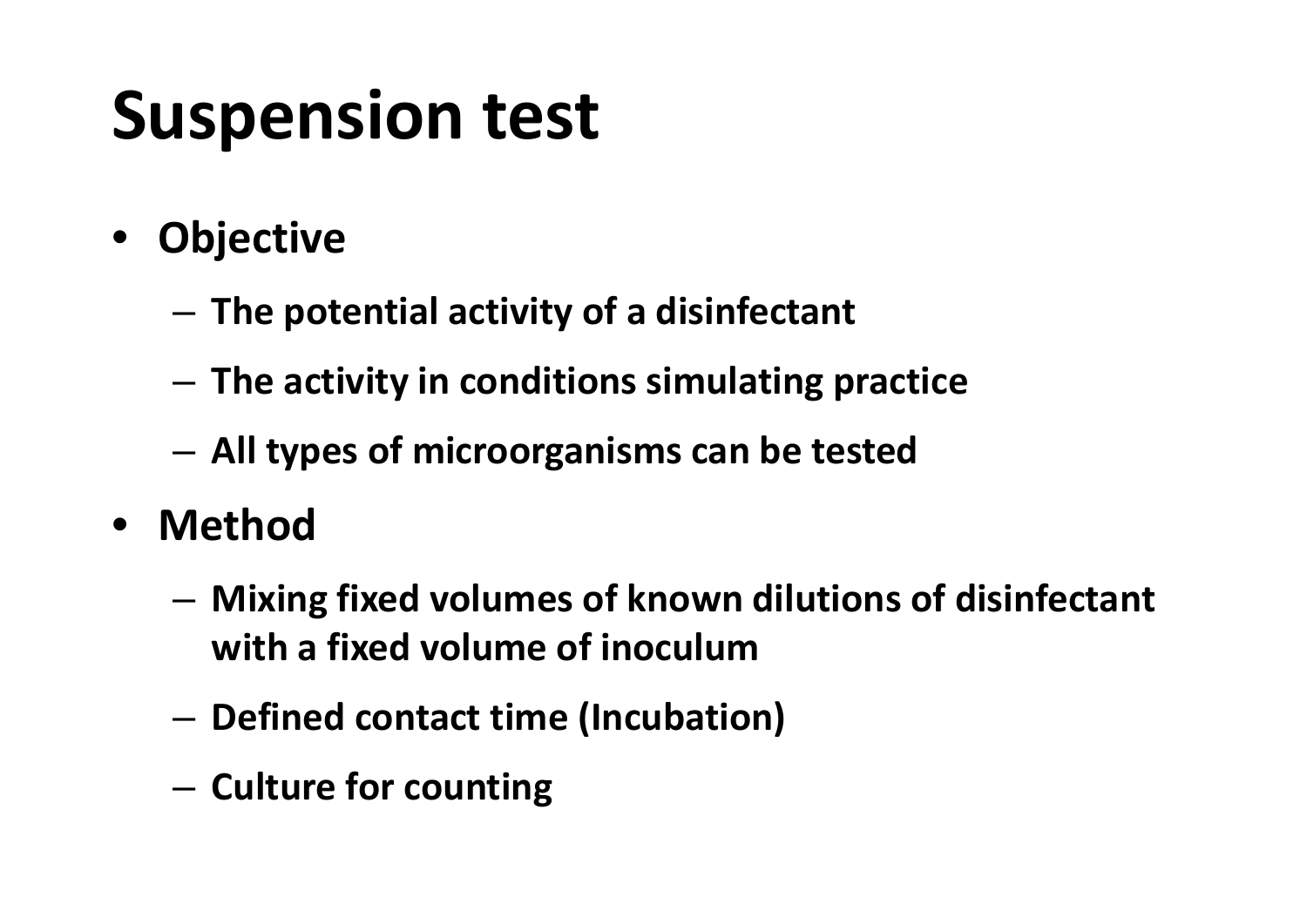# Suspension test

- **Objective**
  - **The potential activity of a disinfectant**
  - **The activity in conditions simulating practice**
  - **All types of microorganisms can be tested**
- **Method**
  - **Mixing fixed volumes of known dilutions of disinfectant with a fixed volume of inoculum**
  - **Defined contact time (Incubation)**
  - **Culture for counting**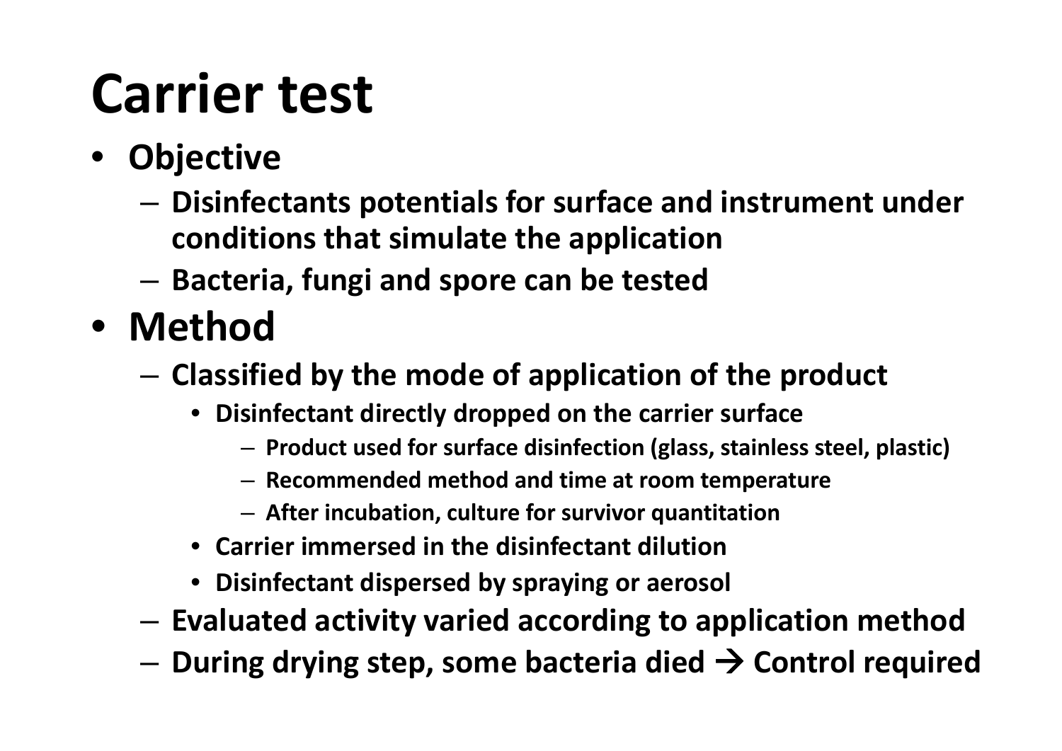# Carrier test

- **Objective**
  - **Disinfectants potentials for surface and instrument under conditions that simulate the application**
  - **Bacteria, fungi and spore can be tested**
- **Method**
  - **Classified by the mode of application of the product**
    - **Disinfectant directly dropped on the carrier surface**
      - **Product used for surface disinfection (glass, stainless steel, plastic)**
      - **Recommended method and time at room temperature**
      - **After incubation, culture for survivor quantitation**
    - **Carrier immersed in the disinfectant dilution**
    - **Disinfectant dispersed by spraying or aerosol**
  - **Evaluated activity varied according to application method**
  - **During drying step, some bacteria died → Control required**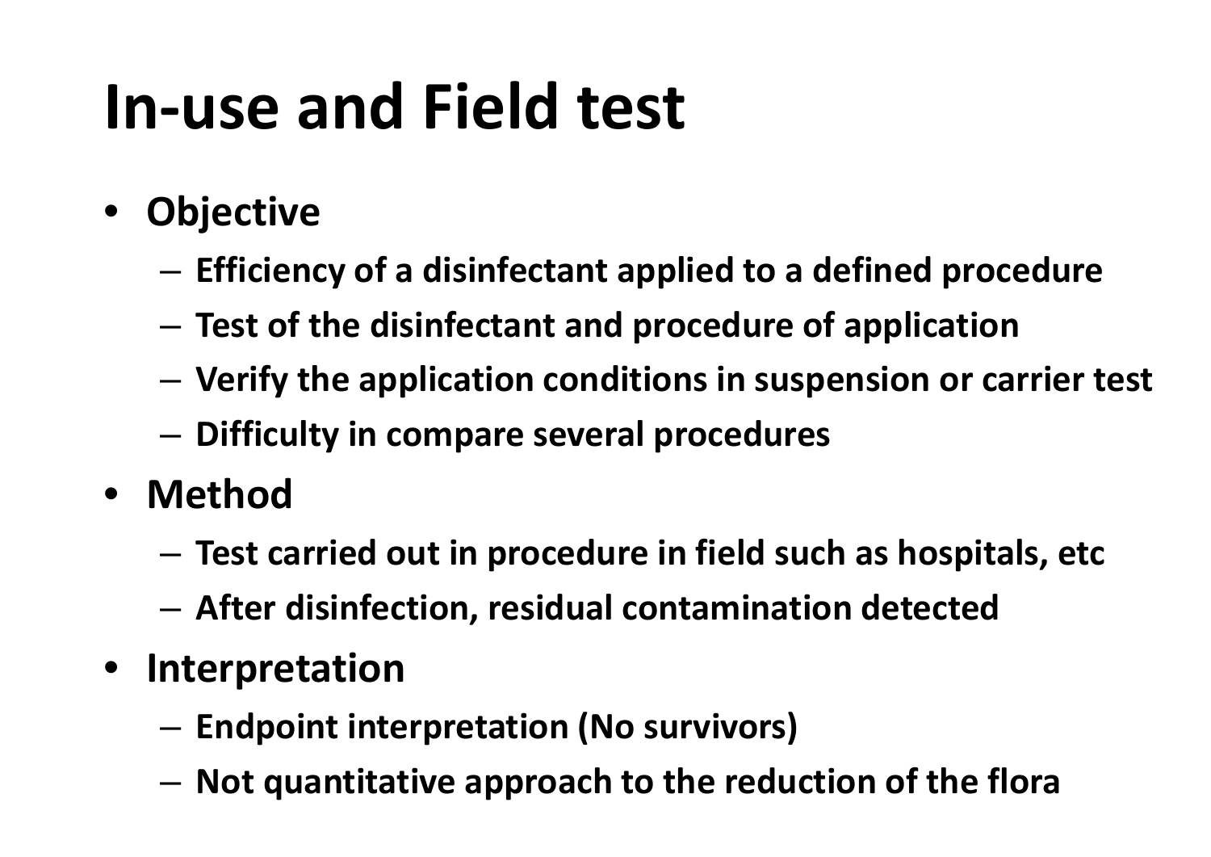# In-use and Field test

- **Objective**
  - **Efficiency of a disinfectant applied to a defined procedure**
  - **Test of the disinfectant and procedure of application**
  - **Verify the application conditions in suspension or carrier test**
  - **Difficulty in compare several procedures**
- **Method**
  - **Test carried out in procedure in field such as hospitals, etc**
  - **After disinfection, residual contamination detected**
- **Interpretation**
  - **Endpoint interpretation (No survivors)**
  - **Not quantitative approach to the reduction of the flora**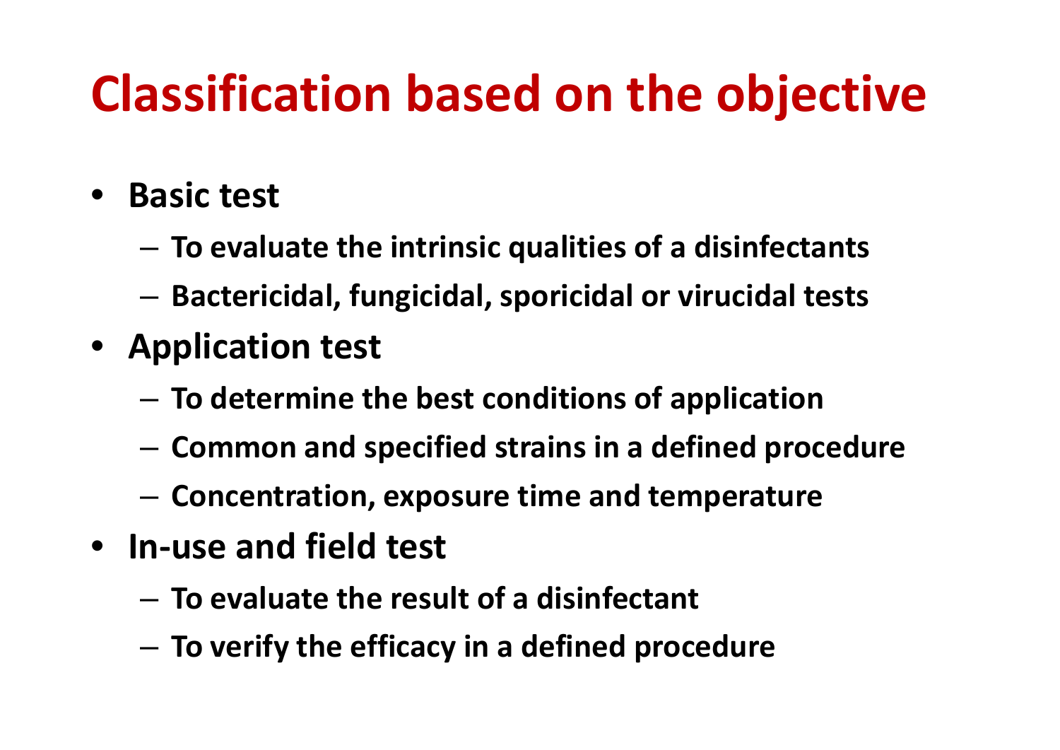# Classification based on the objective

- **Basic test**
  - **To evaluate the intrinsic qualities of a disinfectants**
  - **Bactericidal, fungicidal, sporicidal or virucidal tests**
- **Application test**
  - **To determine the best conditions of application**
  - **Common and specified strains in a defined procedure**
  - **Concentration, exposure time and temperature**
- **In-use and field test**
  - **To evaluate the result of a disinfectant**
  - **To verify the efficacy in a defined procedure**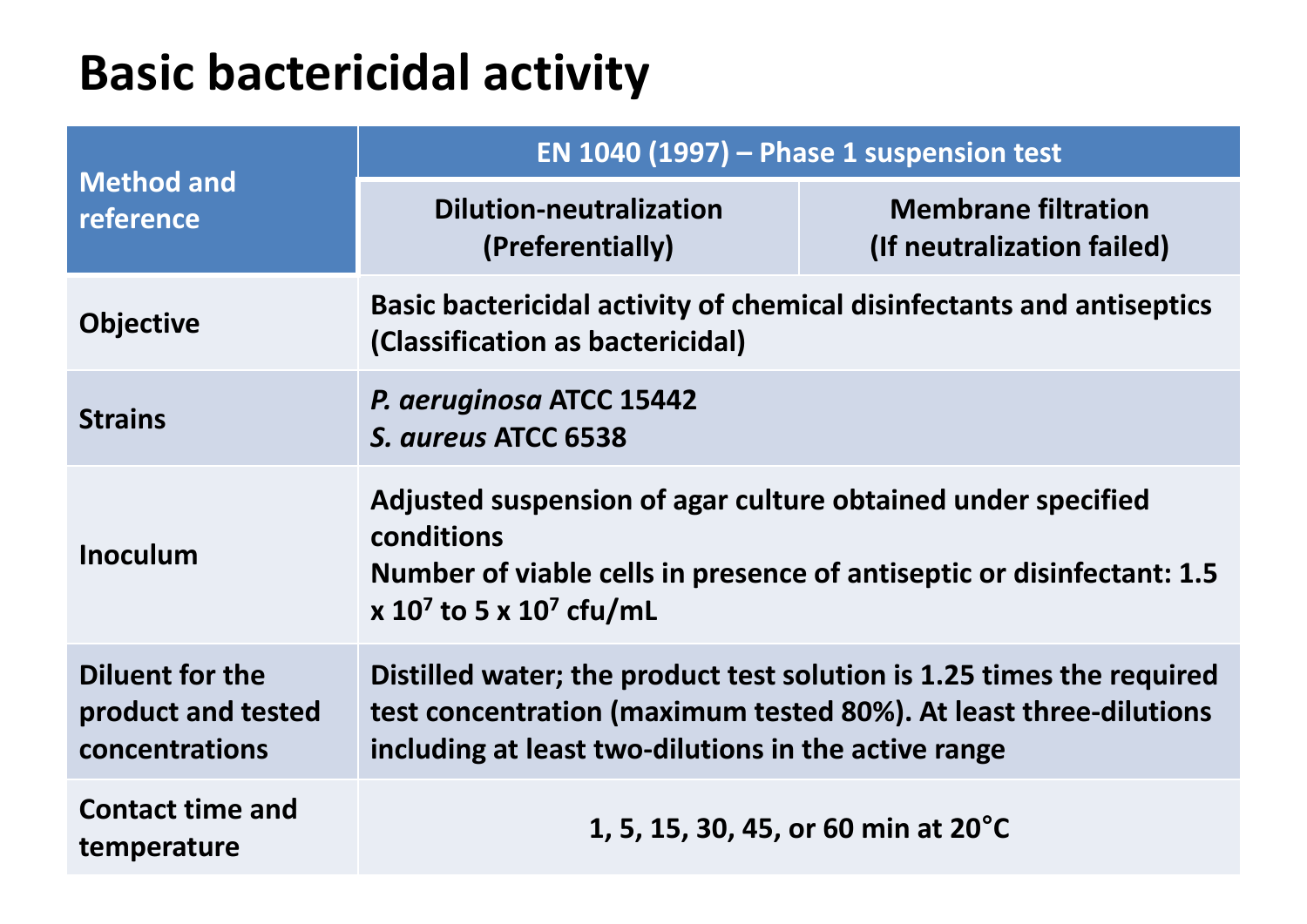# Basic bactericidal activity

| Method and reference | EN 1040 (1997) – Phase 1 suspension test | |
|---|---|---|
| | Dilution-neutralization (Preferentially) | Membrane filtration (If neutralization failed) |
| Objective | Basic bactericidal activity of chemical disinfectants and antiseptics (Classification as bactericidal) | |
| Strains | *P. aeruginosa* ATCC 15442<br>*S. aureus* ATCC 6538 | |
| Inoculum | Adjusted suspension of agar culture obtained under specified conditions<br>Number of viable cells in presence of antiseptic or disinfectant: 1.5 x $10^7$ to 5 x $10^7$ cfu/mL | |
| Diluent for the product and tested concentrations | Distilled water; the product test solution is 1.25 times the required test concentration (maximum tested 80%). At least three-dilutions including at least two-dilutions in the active range | |
| Contact time and temperature | 1, 5, 15, 30, 45, or 60 min at 20°C | |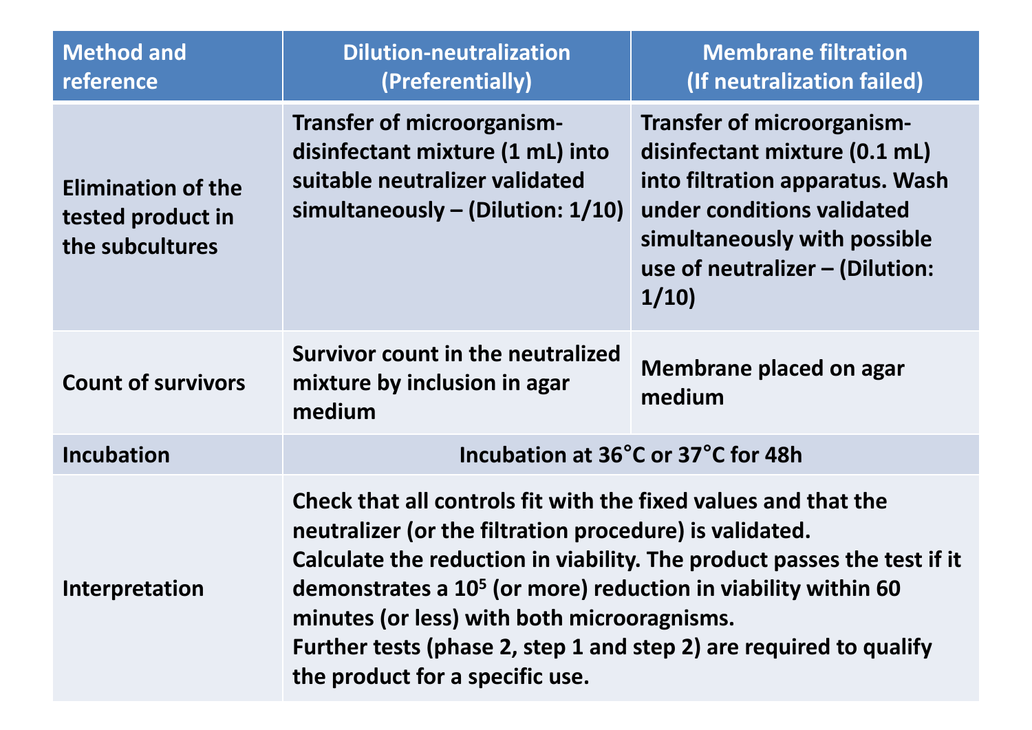| Method and reference | Dilution-neutralization (Preferentially) | Membrane filtration (If neutralization failed) |
| --- | --- | --- |
| Elimination of the tested product in the subcultures | Transfer of microorganism-disinfectant mixture (1 mL) into suitable neutralizer validated simultaneously – (Dilution: 1/10) | Transfer of microorganism-disinfectant mixture (0.1 mL) into filtration apparatus. Wash under conditions validated simultaneously with possible use of neutralizer – (Dilution: 1/10) |
| Count of survivors | Survivor count in the neutralized mixture by inclusion in agar medium | Membrane placed on agar medium |
| Incubation | Incubation at 36°C or 37°C for 48h | |
| Interpretation | Check that all controls fit with the fixed values and that the neutralizer (or the filtration procedure) is validated.<br>Calculate the reduction in viability. The product passes the test if it demonstrates a $10^5$ (or more) reduction in viability within 60 minutes (or less) with both microoragnisms.<br>Further tests (phase 2, step 1 and step 2) are required to qualify the product for a specific use. | |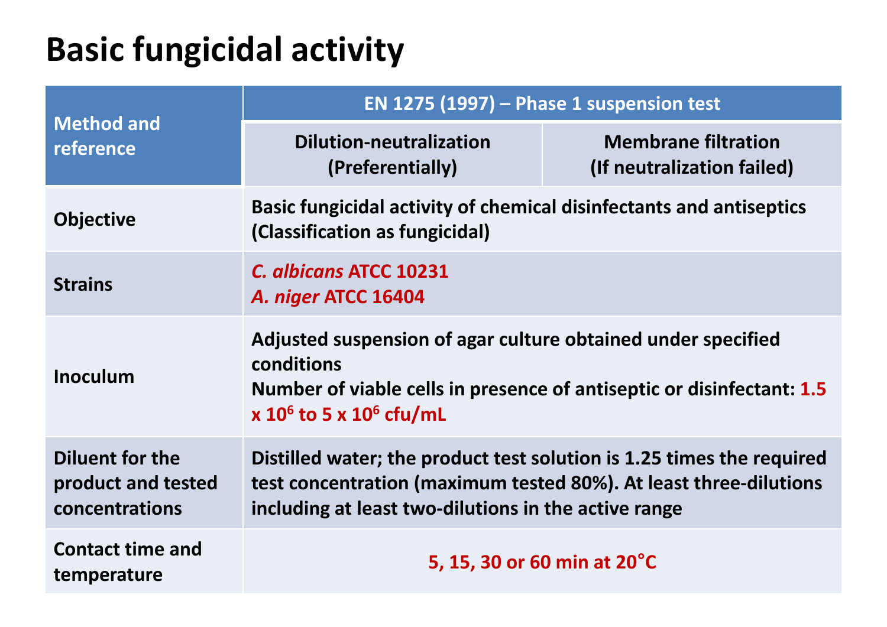# Basic fungicidal activity

| Method and reference | EN 1275 (1997) – Phase 1 suspension test | |
|---|---|---|
| | Dilution-neutralization (Preferentially) | Membrane filtration (If neutralization failed) |
| Objective | Basic fungicidal activity of chemical disinfectants and antiseptics (Classification as fungicidal) | |
| Strains | *C. albicans* ATCC 10231<br>*A. niger* ATCC 16404 | |
| Inoculum | Adjusted suspension of agar culture obtained under specified conditions<br>Number of viable cells in presence of antiseptic or disinfectant: $1.5 \times 10^6$ to $5 \times 10^6$ cfu/mL | |
| Diluent for the product and tested concentrations | Distilled water; the product test solution is 1.25 times the required test concentration (maximum tested 80%). At least three-dilutions including at least two-dilutions in the active range | |
| Contact time and temperature | 5, 15, 30 or 60 min at 20°C | |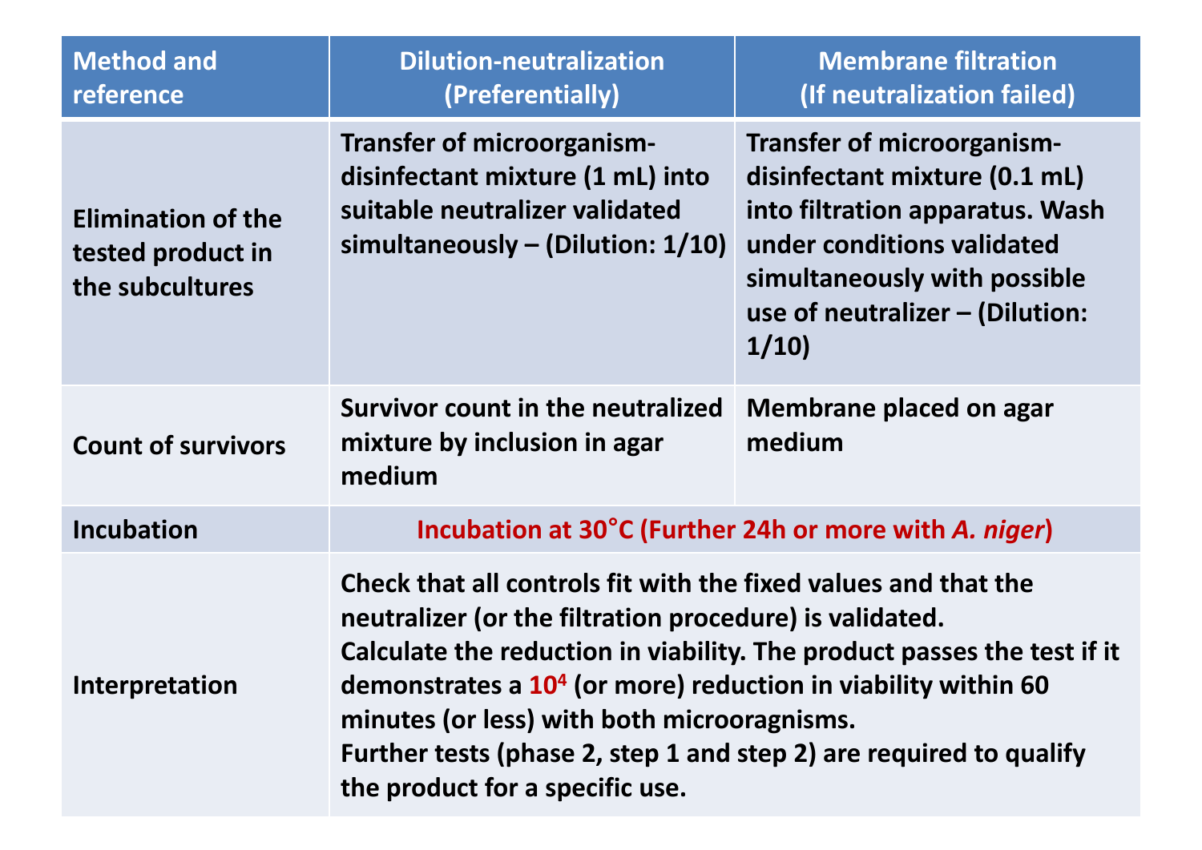| Method and reference | Dilution-neutralization (Preferentially) | Membrane filtration (If neutralization failed) |
|---|---|---|
| Elimination of the tested product in the subcultures | Transfer of microorganism-disinfectant mixture (1 mL) into suitable neutralizer validated simultaneously – (Dilution: 1/10) | Transfer of microorganism-disinfectant mixture (0.1 mL) into filtration apparatus. Wash under conditions validated simultaneously with possible use of neutralizer – (Dilution: 1/10) |
| Count of survivors | Survivor count in the neutralized mixture by inclusion in agar medium | Membrane placed on agar medium |
| Incubation | Incubation at 30°C (Further 24h or more with *A. niger*) | |
| Interpretation | Check that all controls fit with the fixed values and that the neutralizer (or the filtration procedure) is validated.<br>Calculate the reduction in viability. The product passes the test if it demonstrates a $10^4$ (or more) reduction in viability within 60 minutes (or less) with both microoragnisms.<br>Further tests (phase 2, step 1 and step 2) are required to qualify the product for a specific use. | |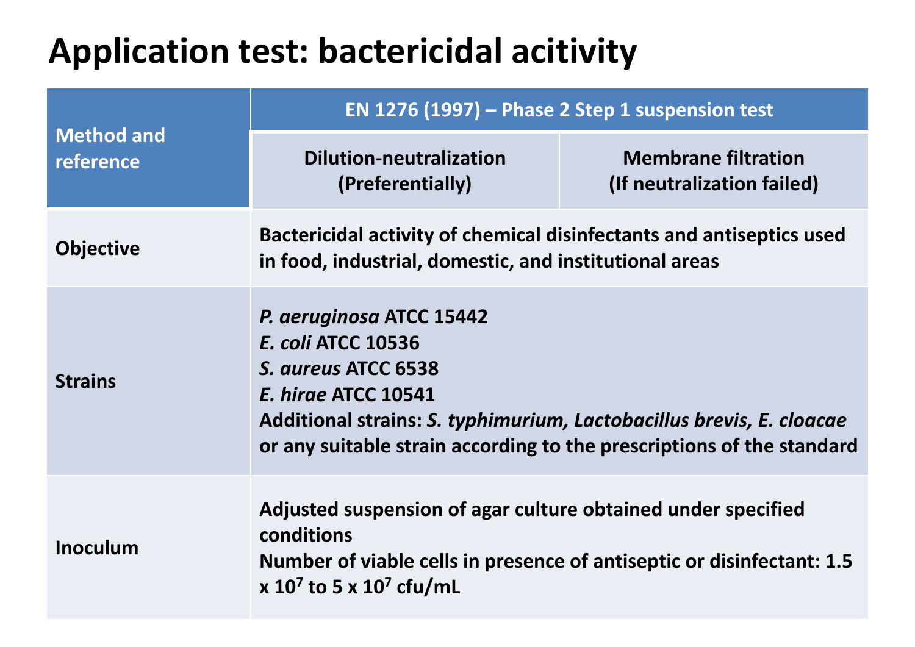# Application test: bactericidal acitivity

| Method and reference | EN 1276 (1997) – Phase 2 Step 1 suspension test | |
|---|---|---|
| | **Dilution-neutralization (Preferentially)** | **Membrane filtration (If neutralization failed)** |
| **Objective** | Bactericidal activity of chemical disinfectants and antiseptics used in food, industrial, domestic, and institutional areas | |
| **Strains** | *P. aeruginosa* ATCC 15442<br>*E. coli* ATCC 10536<br>*S. aureus* ATCC 6538<br>*E. hirae* ATCC 10541<br>Additional strains: *S. typhimurium, Lactobacillus brevis, E. cloacae* or any suitable strain according to the prescriptions of the standard | |
| **Inoculum** | Adjusted suspension of agar culture obtained under specified conditions<br>Number of viable cells in presence of antiseptic or disinfectant: 1.5 x $10^7$ to 5 x $10^7$ cfu/mL | |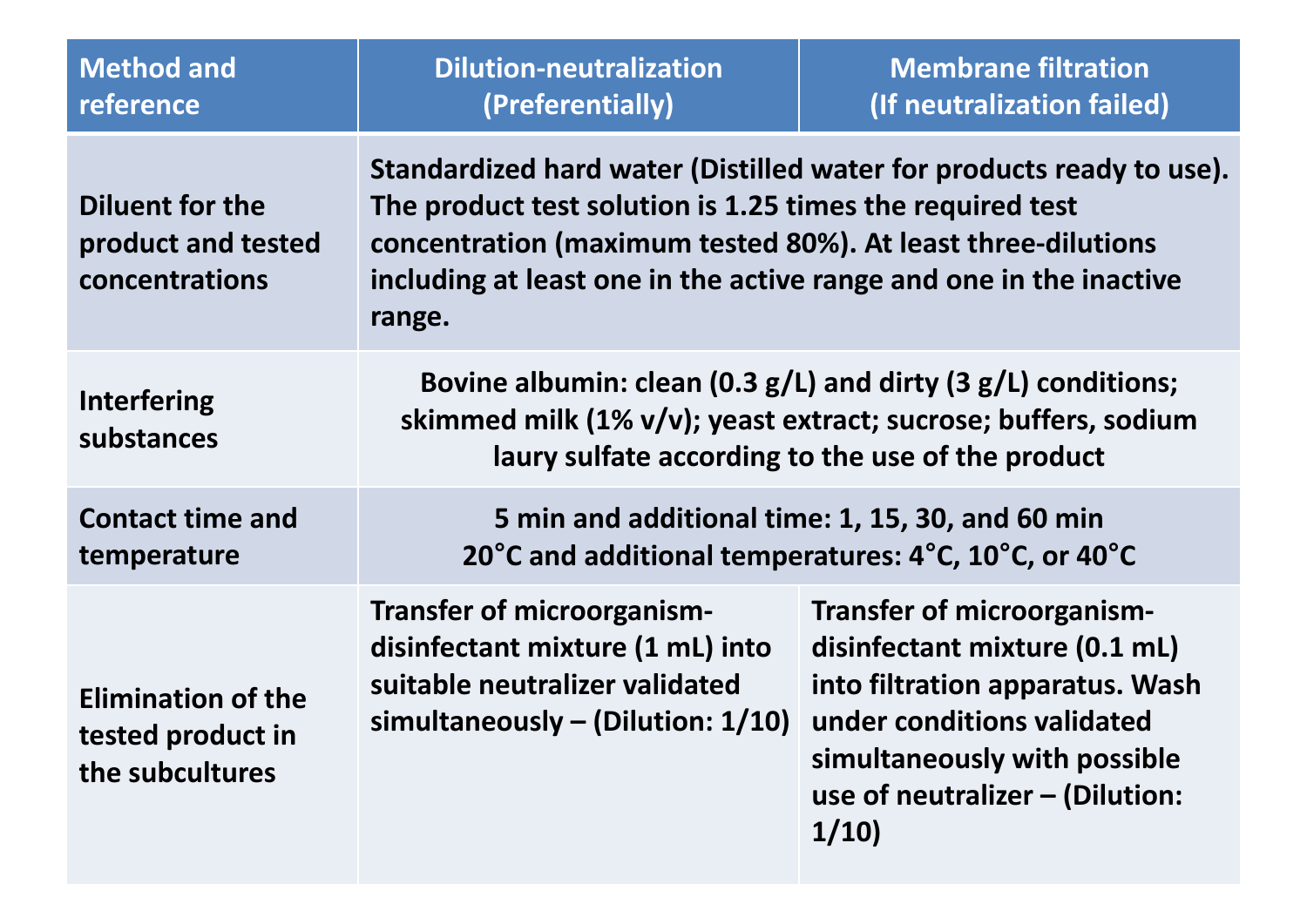| Method and reference | Dilution-neutralization (Preferentially) | Membrane filtration (If neutralization failed) |
|---|---|---|
| Diluent for the product and tested concentrations | Standardized hard water (Distilled water for products ready to use). The product test solution is 1.25 times the required test concentration (maximum tested 80%). At least three-dilutions including at least one in the active range and one in the inactive range. | |
| Interfering substances | Bovine albumin: clean (0.3 g/L) and dirty (3 g/L) conditions; skimmed milk (1% v/v); yeast extract; sucrose; buffers, sodium laury sulfate according to the use of the product | |
| Contact time and temperature | 5 min and additional time: 1, 15, 30, and 60 min<br>20°C and additional temperatures: 4°C, 10°C, or 40°C | |
| Elimination of the tested product in the subcultures | Transfer of microorganism-disinfectant mixture (1 mL) into suitable neutralizer validated simultaneously – (Dilution: 1/10) | Transfer of microorganism-disinfectant mixture (0.1 mL) into filtration apparatus. Wash under conditions validated simultaneously with possible use of neutralizer – (Dilution: 1/10) |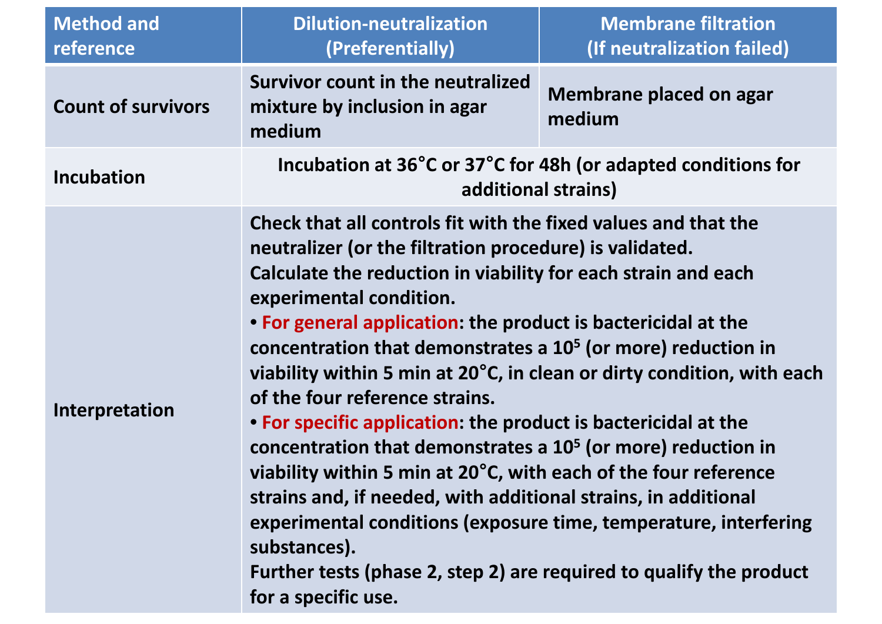| Method and reference | Dilution-neutralization (Preferentially) | Membrane filtration (If neutralization failed) |
| --- | --- | --- |
| Count of survivors | Survivor count in the neutralized mixture by inclusion in agar medium | Membrane placed on agar medium |
| Incubation | Incubation at 36°C or 37°C for 48h (or adapted conditions for additional strains) | |
| Interpretation | Check that all controls fit with the fixed values and that the neutralizer (or the filtration procedure) is validated.<br>Calculate the reduction in viability for each strain and each experimental condition.<br>• **For general application**: the product is bactericidal at the concentration that demonstrates a $10^5$ (or more) reduction in viability within 5 min at 20°C, in clean or dirty condition, with each of the four reference strains.<br>• **For specific application**: the product is bactericidal at the concentration that demonstrates a $10^5$ (or more) reduction in viability within 5 min at 20°C, with each of the four reference strains and, if needed, with additional strains, in additional experimental conditions (exposure time, temperature, interfering substances).<br>Further tests (phase 2, step 2) are required to qualify the product for a specific use. | |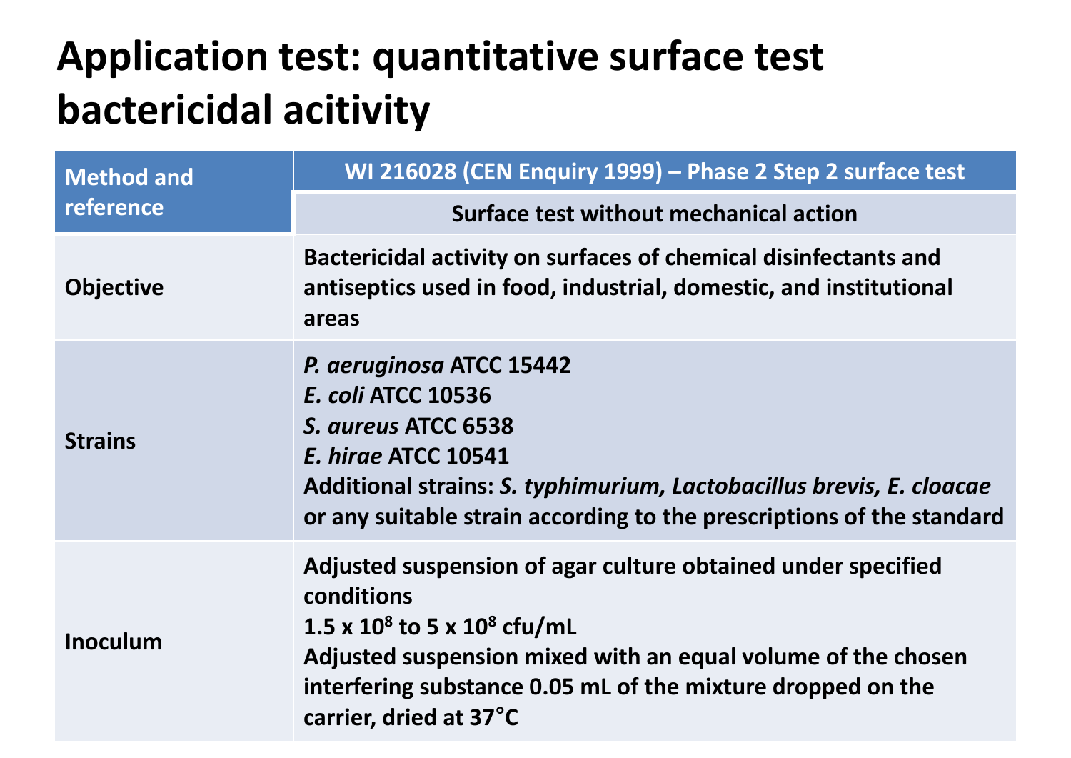# Application test: quantitative surface test bactericidal acitivity

| Method and reference | WI 216028 (CEN Enquiry 1999) – Phase 2 Step 2 surface test |
|---|---|
| | Surface test without mechanical action |
| Objective | Bactericidal activity on surfaces of chemical disinfectants and antiseptics used in food, industrial, domestic, and institutional areas |
| Strains | *P. aeruginosa* ATCC 15442<br>*E. coli* ATCC 10536<br>*S. aureus* ATCC 6538<br>*E. hirae* ATCC 10541<br>Additional strains: *S. typhimurium, Lactobacillus brevis, E. cloacae* or any suitable strain according to the prescriptions of the standard |
| Inoculum | Adjusted suspension of agar culture obtained under specified conditions<br>$1.5 \times 10^8$ to $5 \times 10^8$ cfu/mL<br>Adjusted suspension mixed with an equal volume of the chosen interfering substance 0.05 mL of the mixture dropped on the carrier, dried at 37°C |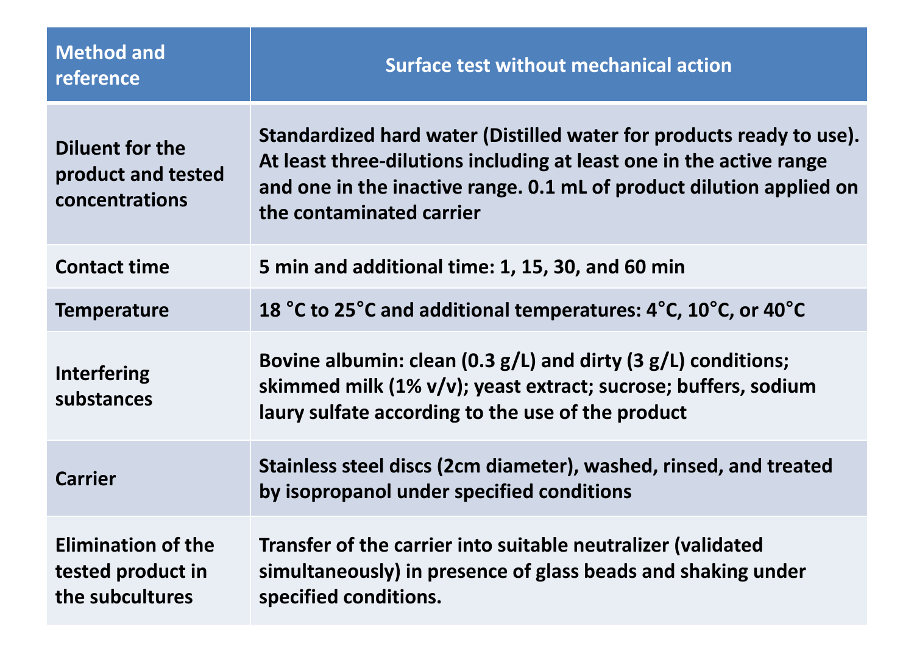| Method and reference | Surface test without mechanical action |
|---|---|
| Diluent for the product and tested concentrations | Standardized hard water (Distilled water for products ready to use). At least three-dilutions including at least one in the active range and one in the inactive range. 0.1 mL of product dilution applied on the contaminated carrier |
| Contact time | 5 min and additional time: 1, 15, 30, and 60 min |
| Temperature | 18 °C to 25°C and additional temperatures: 4°C, 10°C, or 40°C |
| Interfering substances | Bovine albumin: clean (0.3 g/L) and dirty (3 g/L) conditions; skimmed milk (1% v/v); yeast extract; sucrose; buffers, sodium laury sulfate according to the use of the product |
| Carrier | Stainless steel discs (2cm diameter), washed, rinsed, and treated by isopropanol under specified conditions |
| Elimination of the tested product in the subcultures | Transfer of the carrier into suitable neutralizer (validated simultaneously) in presence of glass beads and shaking under specified conditions. |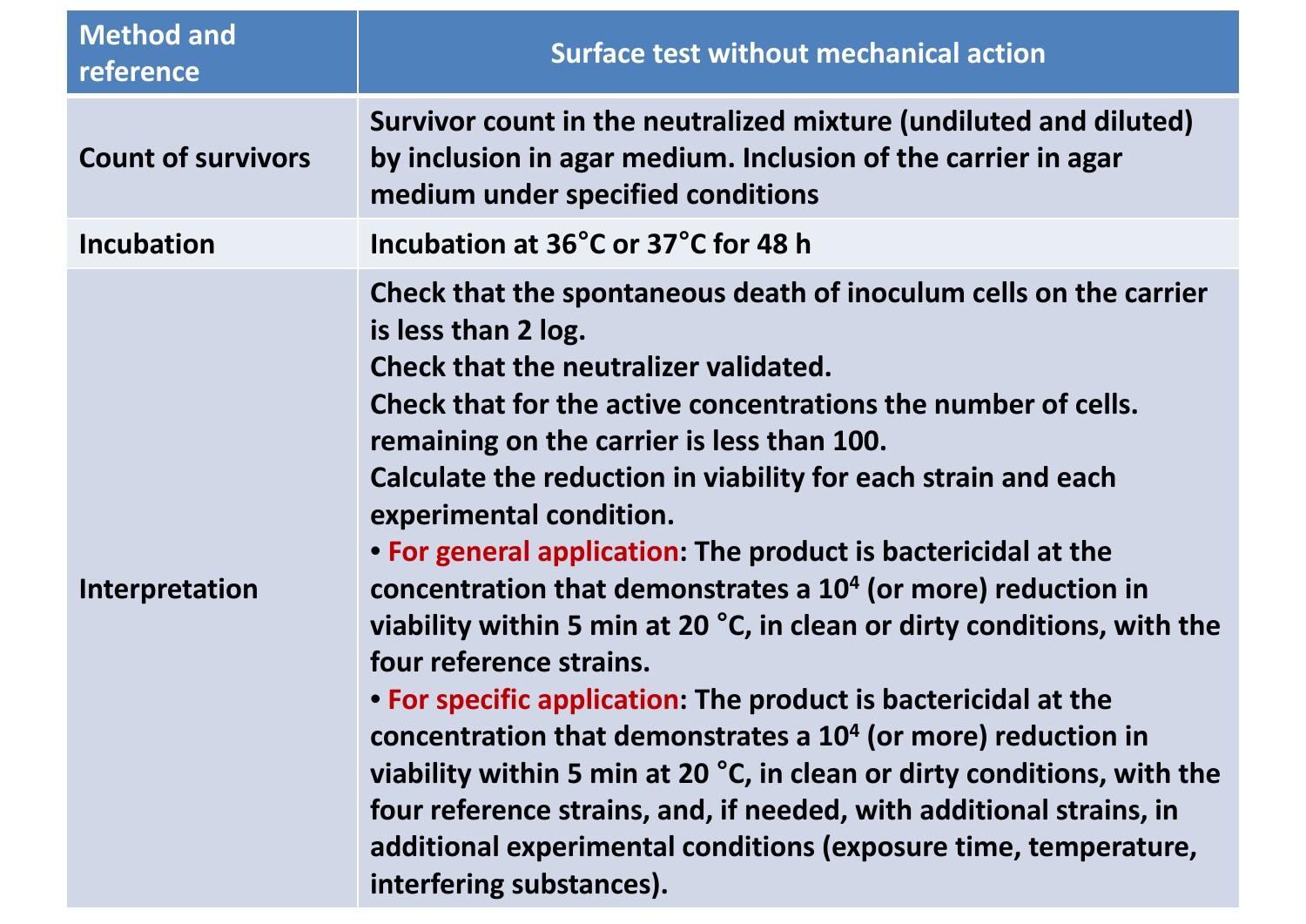| Method and reference | Surface test without mechanical action |
|---|---|
| Count of survivors | Survivor count in the neutralized mixture (undiluted and diluted) by inclusion in agar medium. Inclusion of the carrier in agar medium under specified conditions |
| Incubation | Incubation at 36°C or 37°C for 48 h |
| Interpretation | Check that the spontaneous death of inoculum cells on the carrier is less than 2 log.<br>Check that the neutralizer validated.<br>Check that for the active concentrations the number of cells. remaining on the carrier is less than 100.<br>Calculate the reduction in viability for each strain and each experimental condition.<br>• **For general application**: The product is bactericidal at the concentration that demonstrates a $10^4$ (or more) reduction in viability within 5 min at 20 °C, in clean or dirty conditions, with the four reference strains.<br>• **For specific application**: The product is bactericidal at the concentration that demonstrates a $10^4$ (or more) reduction in viability within 5 min at 20 °C, in clean or dirty conditions, with the four reference strains, and, if needed, with additional strains, in additional experimental conditions (exposure time, temperature, interfering substances). |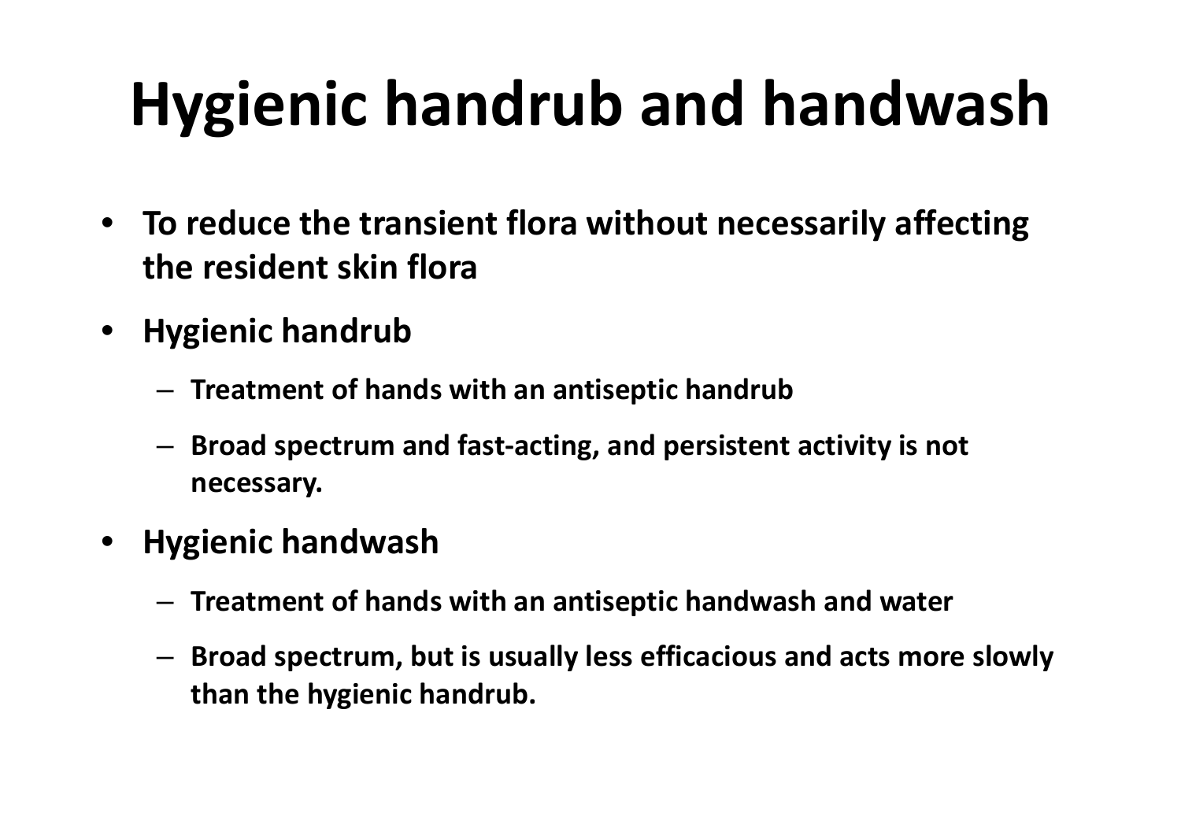# Hygienic handrub and handwash

- **To reduce the transient flora without necessarily affecting the resident skin flora**
- **Hygienic handrub**
  - **Treatment of hands with an antiseptic handrub**
  - **Broad spectrum and fast-acting, and persistent activity is not necessary.**
- **Hygienic handwash**
  - **Treatment of hands with an antiseptic handwash and water**
  - **Broad spectrum, but is usually less efficacious and acts more slowly than the hygienic handrub.**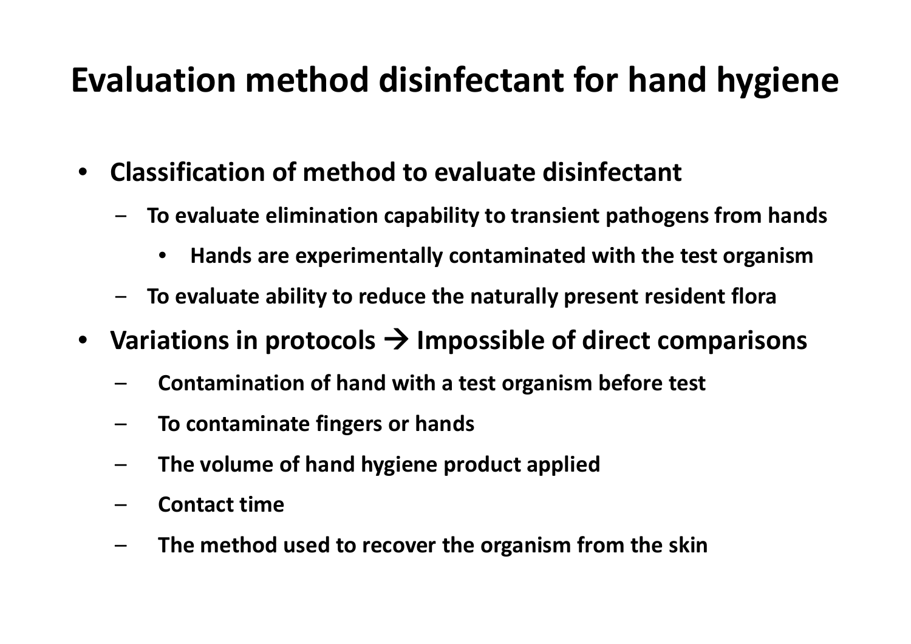# Evaluation method disinfectant for hand hygiene

- **Classification of method to evaluate disinfectant**
  - **To evaluate elimination capability to transient pathogens from hands**
    - **Hands are experimentally contaminated with the test organism**
  - **To evaluate ability to reduce the naturally present resident flora**
- **Variations in protocols → Impossible of direct comparisons**
  - **Contamination of hand with a test organism before test**
  - **To contaminate fingers or hands**
  - **The volume of hand hygiene product applied**
  - **Contact time**
  - **The method used to recover the organism from the skin**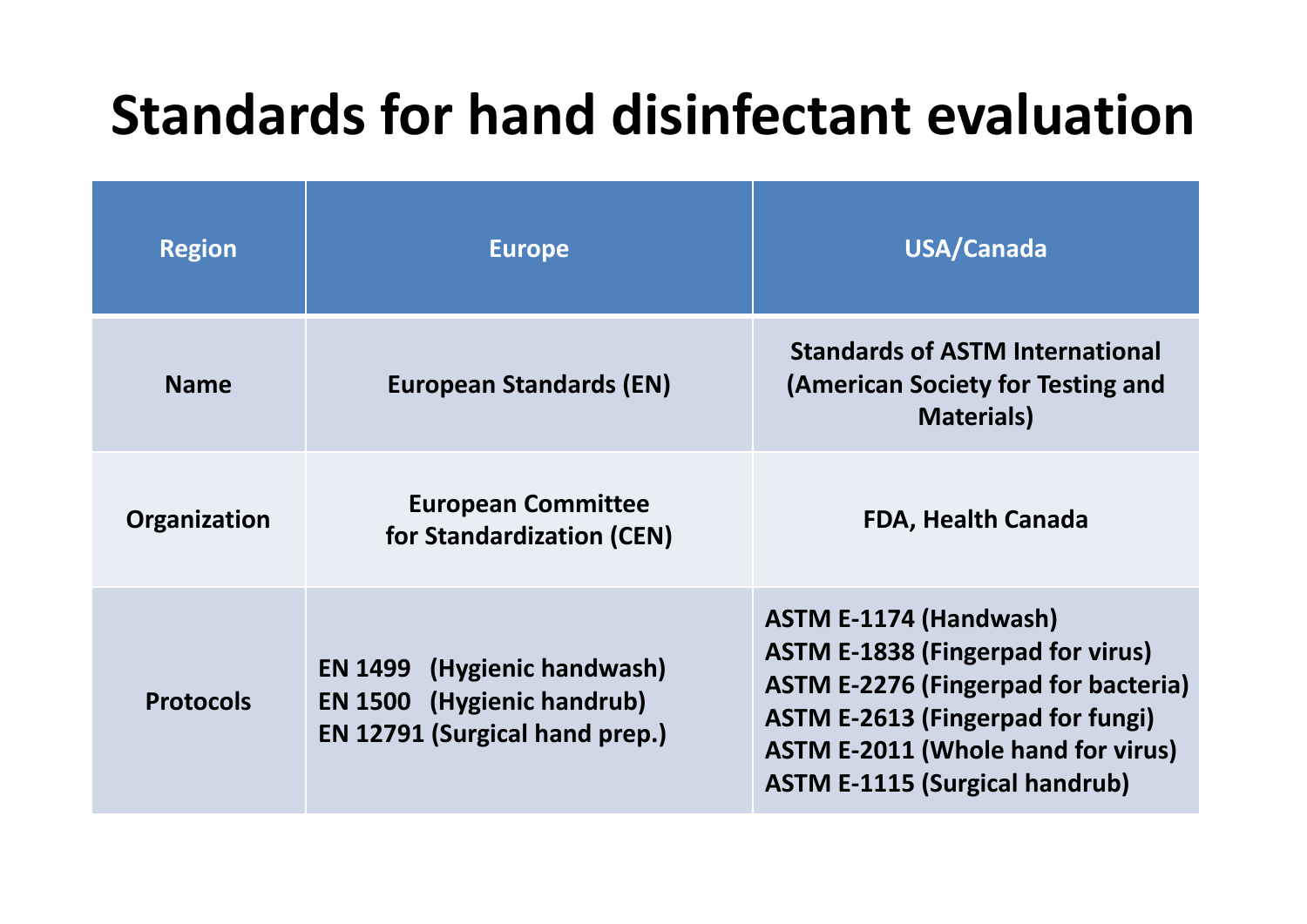# Standards for hand disinfectant evaluation

| Region | Europe | USA/Canada |
|---|---|---|
| Name | European Standards (EN) | Standards of ASTM International (American Society for Testing and Materials) |
| Organization | European Committee for Standardization (CEN) | FDA, Health Canada |
| Protocols | EN 1499 (Hygienic handwash)<br>EN 1500 (Hygienic handrub)<br>EN 12791 (Surgical hand prep.) | ASTM E-1174 (Handwash)<br>ASTM E-1838 (Fingerpad for virus)<br>ASTM E-2276 (Fingerpad for bacteria)<br>ASTM E-2613 (Fingerpad for fungi)<br>ASTM E-2011 (Whole hand for virus)<br>ASTM E-1115 (Surgical handrub) |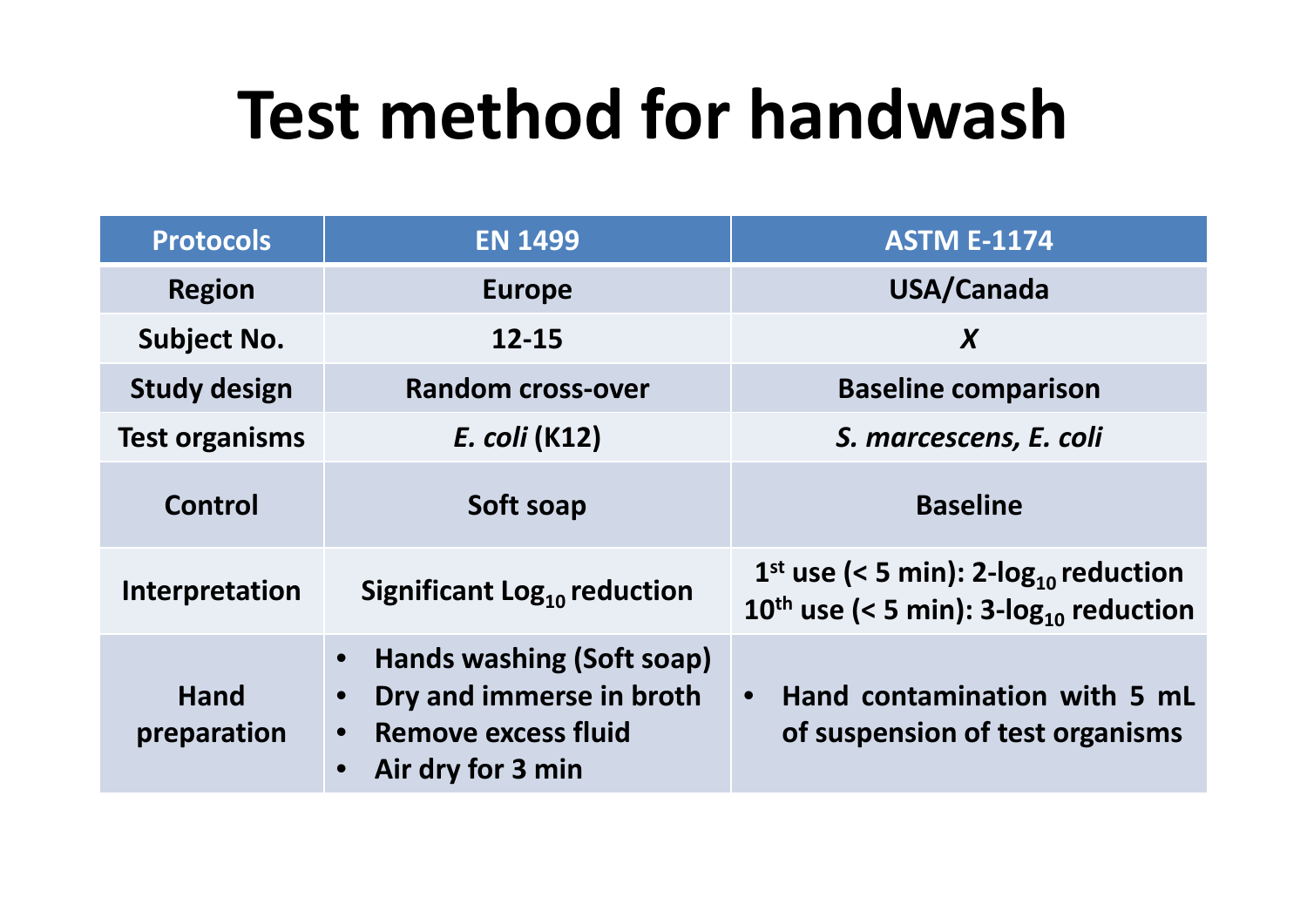# Test method for handwash

| Protocols | EN 1499 | ASTM E-1174 |
| --- | --- | --- |
| **Region** | **Europe** | **USA/Canada** |
| **Subject No.** | **12-15** | ***X*** |
| **Study design** | **Random cross-over** | **Baseline comparison** |
| **Test organisms** | ***E. coli* (K12)** | ***S. marcescens, E. coli*** |
| **Control** | **Soft soap** | **Baseline** |
| **Interpretation** | **Significant $Log_{10}$ reduction** | **1st use (< 5 min): 2-$log_{10}$ reduction<br>10th use (< 5 min): 3-$log_{10}$ reduction** |
| **Hand preparation** | • **Hands washing (Soft soap)**<br>• **Dry and immerse in broth**<br>• **Remove excess fluid**<br>• **Air dry for 3 min** | • **Hand contamination with 5 mL of suspension of test organisms** |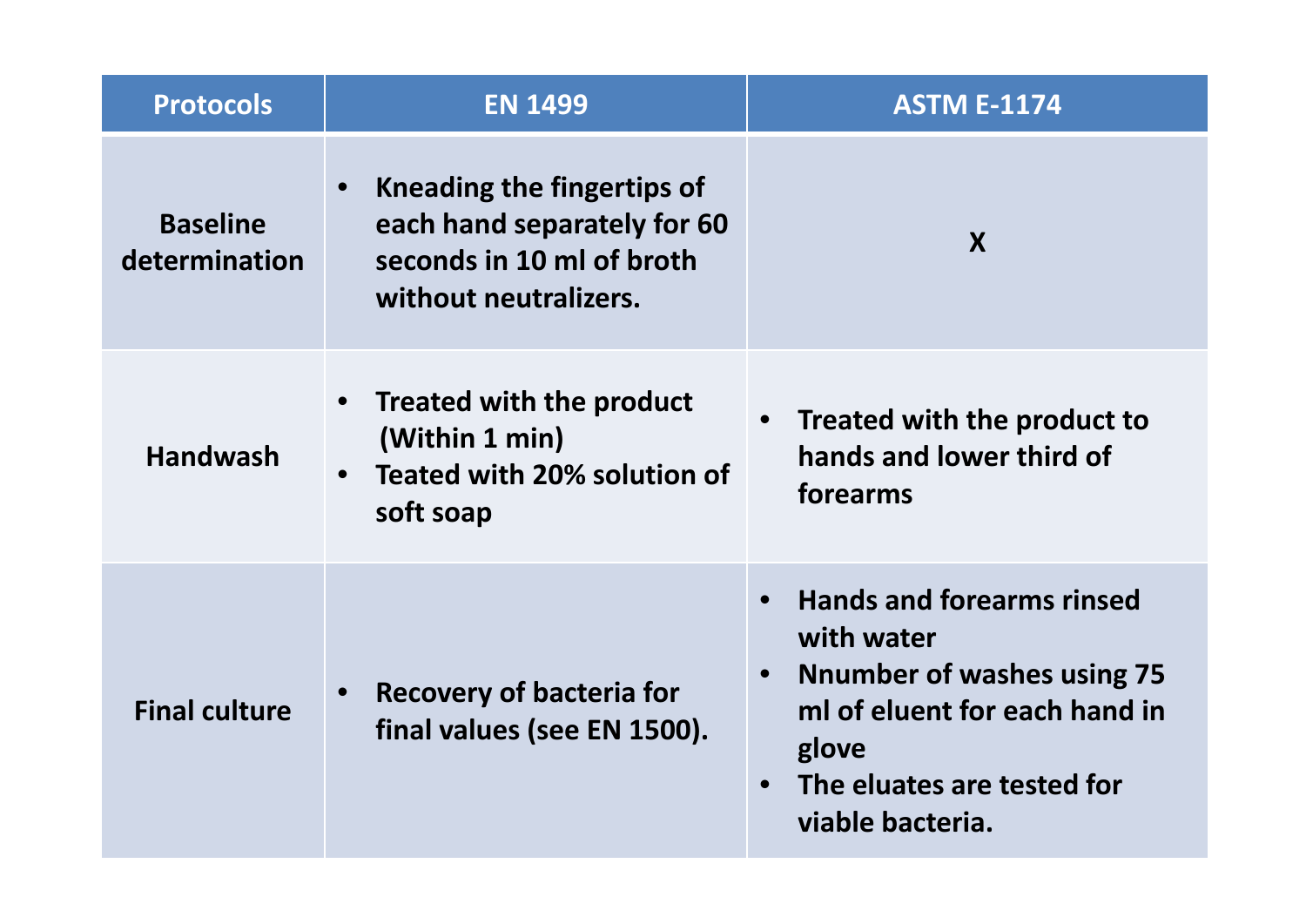| Protocols | EN 1499 | ASTM E-1174 |
| --- | --- | --- |
| Baseline determination | • Kneading the fingertips of each hand separately for 60 seconds in 10 ml of broth without neutralizers. | X |
| Handwash | • Treated with the product (Within 1 min)<br>• Teated with 20% solution of soft soap | • Treated with the product to hands and lower third of forearms |
| Final culture | • Recovery of bacteria for final values (see EN 1500). | • Hands and forearms rinsed with water<br>• Nnumber of washes using 75 ml of eluent for each hand in glove<br>• The eluates are tested for viable bacteria. |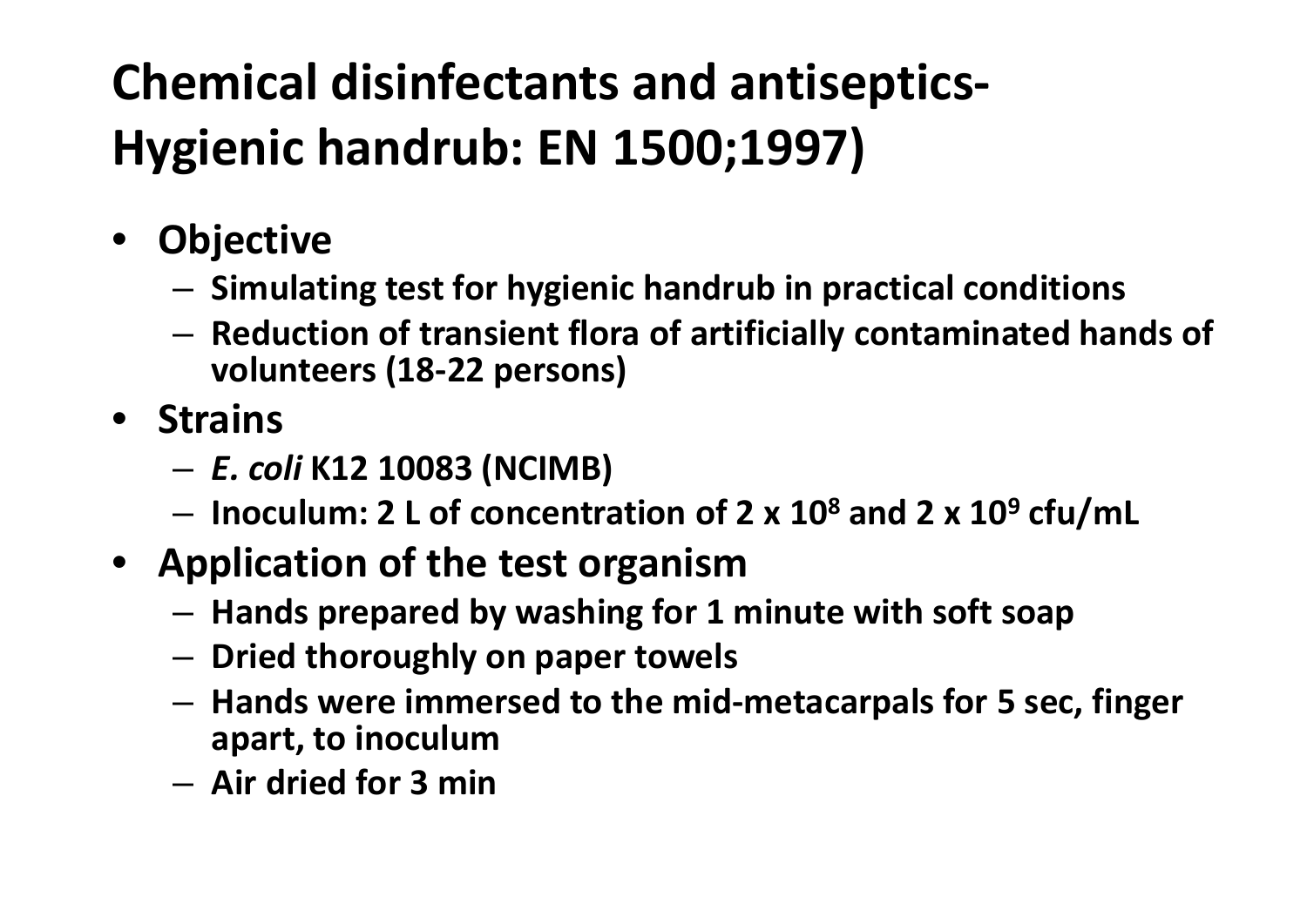# Chemical disinfectants and antiseptics-Hygienic handrub: EN 1500;1997)

- **Objective**
  - Simulating test for hygienic handrub in practical conditions
  - Reduction of transient flora of artificially contaminated hands of volunteers (18-22 persons)
- **Strains**
  - *E. coli* K12 10083 (NCIMB)
  - Inoculum: 2 L of concentration of $2 \times 10^8$ and $2 \times 10^9$ cfu/mL
- **Application of the test organism**
  - Hands prepared by washing for 1 minute with soft soap
  - Dried thoroughly on paper towels
  - Hands were immersed to the mid-metacarpals for 5 sec, finger apart, to inoculum
  - Air dried for 3 min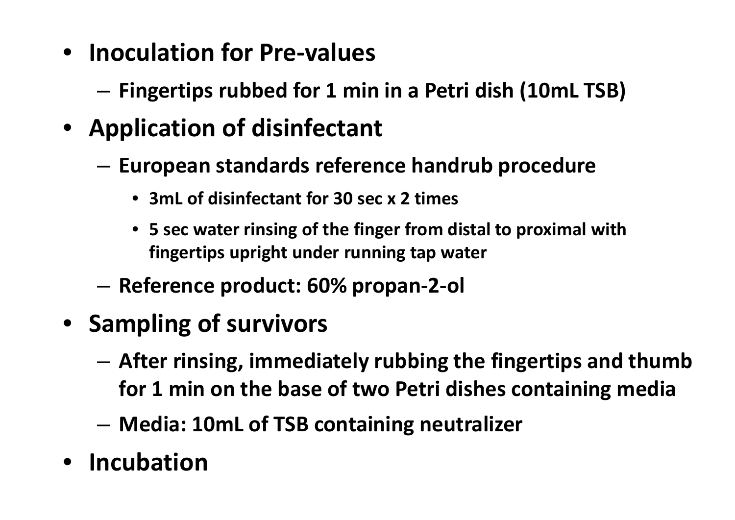- **Inoculation for Pre-values**
  - **Fingertips rubbed for 1 min in a Petri dish (10mL TSB)**
- **Application of disinfectant**
  - **European standards reference handrub procedure**
    - **3mL of disinfectant for 30 sec x 2 times**
    - **5 sec water rinsing of the finger from distal to proximal with fingertips upright under running tap water**
  - **Reference product: 60% propan-2-ol**
- **Sampling of survivors**
  - **After rinsing, immediately rubbing the fingertips and thumb for 1 min on the base of two Petri dishes containing media**
  - **Media: 10mL of TSB containing neutralizer**
- **Incubation**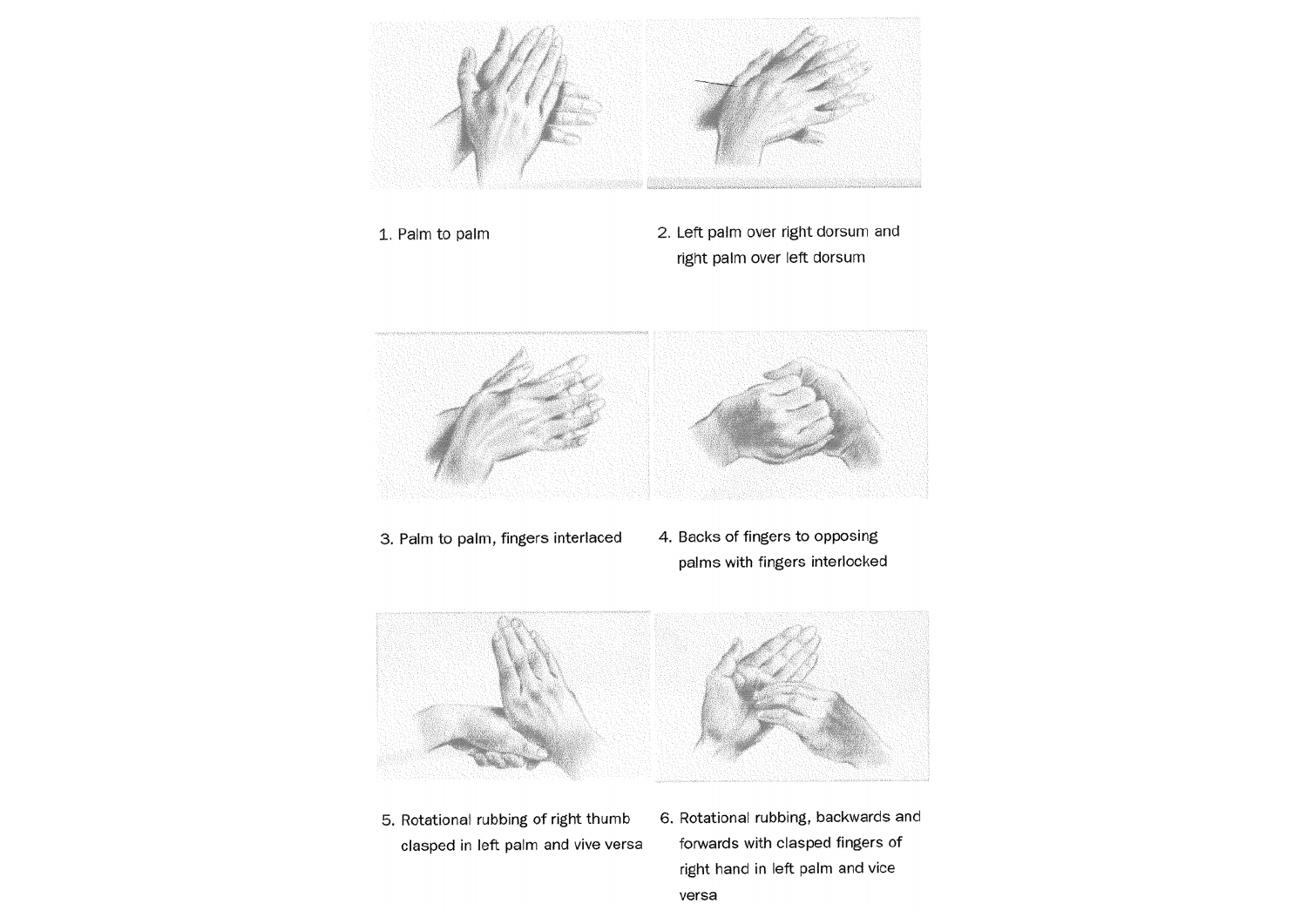1. Palm to palm

2. Left palm over right dorsum and right palm over left dorsum

3. Palm to palm, fingers interlaced

4. Backs of fingers to opposing palms with fingers interlocked

5. Rotational rubbing of right thumb clasped in left palm and vive versa

6. Rotational rubbing, backwards and forwards with clasped fingers of right hand in left palm and vice versa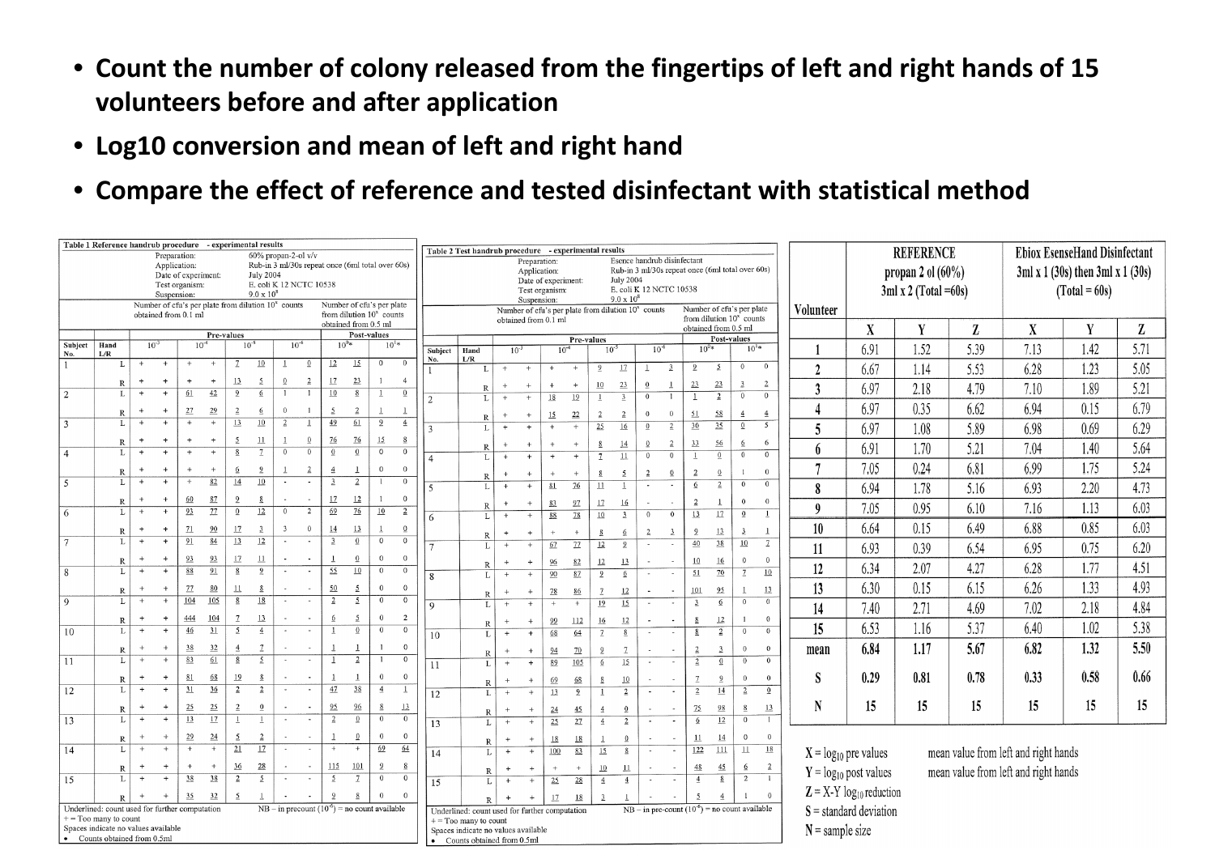- **Count the number of colony released from the fingertips of left and right hands of 15 volunteers before and after application**
- **Log10 conversion and mean of left and right hand**
- **Compare the effect of reference and tested disinfectant with statistical method**

**Table 1 Reference handrub procedure - experimental results**

Preparation: 60% propan-2-ol v/v
Application: Rub-in 3 ml/30s repeat once (6ml total over 60s)
Date of experiment: July 2004
Test organism: E. coli K 12 NCTC 10538
Suspension: $9.0 \times 10^8$

Number of cfu's per plate from dilution $10^x$ counts obtained from 0.1 ml. Number of cfu's per plate from dilution $10^x$ counts obtained from 0.5 ml.

| Subject No. | Hand L/R | Pre $10^{-3}$ | | Pre $10^{-4}$ | | Pre $10^{-5}$ | | Pre $10^{-6}$ | | Post $10^{0}$* | | Post $10^{1}$* | |
|---|---|---|---|---|---|---|---|---|---|---|---|---|---|
| 1 | L | + | + | + | + | 7 | 10 | 1 | 0 | 12 | 15 | 0 | 0 |
| | R | + | + | + | + | 13 | 5 | 0 | 2 | 17 | 23 | 1 | 4 |
| 2 | L | + | + | 61 | 42 | 9 | 6 | 1 | 1 | 10 | 8 | 1 | 0 |
| | R | + | + | 27 | 29 | 2 | 6 | 0 | 1 | 5 | 2 | 1 | 1 |
| 3 | L | + | + | + | + | 13 | 10 | 2 | 1 | 49 | 61 | 9 | 4 |
| | R | + | + | + | + | 5 | 11 | 1 | 0 | 76 | 76 | 15 | 8 |
| 4 | L | + | + | + | + | 8 | 7 | 0 | 0 | 0 | 0 | 0 | 0 |
| | R | + | + | + | + | 6 | 9 | 1 | 2 | 4 | 1 | 0 | 0 |
| 5 | L | + | + | + | 82 | 14 | 10 | - | - | 3 | 2 | 1 | 0 |
| | R | + | + | 60 | 87 | 9 | 8 | - | - | 17 | 12 | 1 | 0 |
| 6 | L | + | + | 93 | 77 | 0 | 12 | 0 | 2 | 69 | 76 | 10 | 2 |
| | R | + | + | 71 | 90 | 17 | 3 | 3 | 0 | 14 | 13 | 1 | 0 |
| 7 | L | + | + | 91 | 84 | 13 | 12 | - | - | 3 | 0 | 0 | 0 |
| | R | + | + | 93 | 93 | 17 | 11 | - | - | 1 | 0 | 0 | 0 |
| 8 | L | + | + | 88 | 91 | 8 | 9 | - | - | 55 | 10 | 0 | 0 |
| | R | + | + | 77 | 80 | 11 | 8 | - | - | 50 | 5 | 0 | 0 |
| 9 | L | + | + | 104 | 105 | 8 | 18 | - | - | 2 | 5 | 0 | 0 |
| | R | + | + | 444 | 104 | 7 | 13 | - | - | 6 | 5 | 0 | 2 |
| 10 | L | + | + | 46 | 31 | 5 | 4 | - | - | 1 | 0 | 0 | 0 |
| | R | + | + | 38 | 32 | 4 | 7 | - | - | 1 | 1 | 1 | 0 |
| 11 | L | + | + | 83 | 61 | 8 | 5 | - | - | 1 | 2 | 1 | 0 |
| | R | + | + | 81 | 68 | 19 | 8 | - | - | 1 | 1 | 0 | 0 |
| 12 | L | + | + | 31 | 36 | 2 | 2 | - | - | 47 | 38 | 4 | 1 |
| | R | + | + | 25 | 25 | 2 | 0 | - | - | 95 | 96 | 8 | 13 |
| 13 | L | + | + | 13 | 17 | 1 | 1 | - | - | 2 | 0 | 0 | 0 |
| | R | + | + | 29 | 24 | 5 | 2 | - | - | 1 | 0 | 0 | 0 |
| 14 | L | + | + | + | + | 21 | 17 | - | - | + | + | 69 | 64 |
| | R | + | + | + | + | 36 | 28 | - | - | 115 | 101 | 9 | 8 |
| 15 | L | + | + | 38 | 38 | 2 | 5 | - | - | 5 | 7 | 0 | 0 |
| | R | + | + | 35 | 32 | 5 | 1 | - | - | 9 | 8 | 0 | 0 |

Underlined: count used for further computation. NB – in precount ($10^{-6}$) = no count available
+ = Too many to count
Spaces indicate no values available
- Counts obtained from 0.5ml

**Table 2 Test handrub procedure - experimental results**

Preparation: Esence handrub disinfectant
Application: Rub-in 3 ml/30s repeat once (6ml total over 60s)
Date of experiment: July 2004
Test organism: E. coli K 12 NCTC 10538
Suspension: $9.0 \times 10^8$

Number of cfu's per plate from dilution $10^x$ counts obtained from 0.1 ml. Number of cfu's per plate from dilution $10^x$ counts obtained from 0.5 ml.

| Subject No. | Hand L/R | Pre $10^{-3}$ | | Pre $10^{-4}$ | | Pre $10^{-5}$ | | Pre $10^{-6}$ | | Post $10^{0}$* | | Post $10^{1}$* | |
|---|---|---|---|---|---|---|---|---|---|---|---|---|---|
| 1 | L | + | + | + | + | 9 | 17 | 1 | 3 | 9 | 5 | 0 | 0 |
| | R | + | + | + | + | 10 | 23 | 0 | 1 | 23 | 23 | 3 | 2 |
| 2 | L | + | + | 18 | 19 | 1 | 3 | 0 | 1 | 1 | 2 | 0 | 0 |
| | R | + | + | 15 | 22 | 2 | 2 | 0 | 0 | 51 | 58 | 4 | 4 |
| 3 | L | + | + | + | + | 25 | 16 | 0 | 2 | 30 | 35 | 0 | 5 |
| | R | + | + | + | + | 8 | 14 | 0 | 2 | 33 | 56 | 6 | 6 |
| 4 | L | + | + | + | + | 7 | 11 | 0 | 0 | 1 | 0 | 0 | 0 |
| | R | + | + | + | + | 8 | 5 | 2 | 0 | 2 | 0 | 1 | 0 |
| 5 | L | + | + | 81 | 76 | 11 | 1 | - | - | 6 | 2 | 0 | 0 |
| | R | + | + | 83 | 97 | 17 | 16 | - | - | 2 | 1 | 0 | 0 |
| 6 | L | + | + | 88 | 78 | 10 | 3 | 0 | 0 | 13 | 17 | 0 | 1 |
| | R | + | + | + | + | 8 | 6 | 2 | 3 | 9 | 13 | 3 | 1 |
| 7 | L | + | + | 67 | 77 | 12 | 9 | - | - | 40 | 38 | 10 | 7 |
| | R | + | + | 96 | 82 | 12 | 13 | - | - | 10 | 16 | 0 | 0 |
| 8 | L | + | + | 90 | 87 | 9 | 6 | - | - | 51 | 70 | 7 | 10 |
| | R | + | + | 78 | 86 | 7 | 12 | - | - | 101 | 95 | 1 | 13 |
| 9 | L | + | + | + | + | 19 | 15 | - | - | 3 | 6 | 0 | 0 |
| | R | + | + | 99 | 112 | 16 | 12 | - | - | 8 | 12 | 1 | 0 |
| 10 | L | + | + | 68 | 64 | 7 | 8 | - | - | 8 | 2 | 0 | 0 |
| | R | + | + | 94 | 70 | 9 | 7 | - | - | 2 | 3 | 0 | 0 |
| 11 | L | + | + | 89 | 105 | 6 | 15 | - | - | 2 | 0 | 0 | 0 |
| | R | + | + | 69 | 68 | 8 | 10 | - | - | 7 | 9 | 0 | 0 |
| 12 | L | + | + | 13 | 9 | 1 | 2 | - | - | 2 | 14 | 2 | 0 |
| | R | + | + | 24 | 45 | 4 | 0 | - | - | 75 | 98 | 8 | 13 |
| 13 | L | + | + | 25 | 27 | 4 | 2 | - | - | 6 | 12 | 0 | 1 |
| | R | + | + | 18 | 18 | 1 | 0 | - | - | 11 | 14 | 0 | 0 |
| 14 | L | + | + | 100 | 83 | 15 | 8 | - | - | 122 | 111 | 11 | 18 |
| | R | + | + | + | + | 10 | 11 | - | - | 48 | 45 | 6 | 2 |
| 15 | L | + | + | 25 | 28 | 4 | 4 | - | - | 4 | 8 | 2 | 1 |
| | R | + | + | 17 | 18 | 3 | 1 | - | - | 5 | 4 | 1 | 0 |

Underlined: count used for further computation. NB – in pre-count ($10^{-6}$) = no count available
+ = Too many to count
Spaces indicate no values available
- Counts obtained from 0.5ml

| Volunteer | REFERENCE propan 2 ol (60%) 3ml x 2 (Total =60s) | | | Ebiox EsenseHand Disinfectant 3ml x 1 (30s) then 3ml x 1 (30s) (Total = 60s) | | |
|---|---|---|---|---|---|---|
| | X | Y | Z | X | Y | Z |
| 1 | 6.91 | 1.52 | 5.39 | 7.13 | 1.42 | 5.71 |
| 2 | 6.67 | 1.14 | 5.53 | 6.28 | 1.23 | 5.05 |
| 3 | 6.97 | 2.18 | 4.79 | 7.10 | 1.89 | 5.21 |
| 4 | 6.97 | 0.35 | 6.62 | 6.94 | 0.15 | 6.79 |
| 5 | 6.97 | 1.08 | 5.89 | 6.98 | 0.69 | 6.29 |
| 6 | 6.91 | 1.70 | 5.21 | 7.04 | 1.40 | 5.64 |
| 7 | 7.05 | 0.24 | 6.81 | 6.99 | 1.75 | 5.24 |
| 8 | 6.94 | 1.78 | 5.16 | 6.93 | 2.20 | 4.73 |
| 9 | 7.05 | 0.95 | 6.10 | 7.16 | 1.13 | 6.03 |
| 10 | 6.64 | 0.15 | 6.49 | 6.88 | 0.85 | 6.03 |
| 11 | 6.93 | 0.39 | 6.54 | 6.95 | 0.75 | 6.20 |
| 12 | 6.34 | 2.07 | 4.27 | 6.28 | 1.77 | 4.51 |
| 13 | 6.30 | 0.15 | 6.15 | 6.26 | 1.33 | 4.93 |
| 14 | 7.40 | 2.71 | 4.69 | 7.02 | 2.18 | 4.84 |
| 15 | 6.53 | 1.16 | 5.37 | 6.40 | 1.02 | 5.38 |
| mean | **6.84** | **1.17** | **5.67** | **6.82** | **1.32** | **5.50** |
| S | **0.29** | **0.81** | **0.78** | **0.33** | **0.58** | **0.66** |
| N | **15** | **15** | **15** | **15** | **15** | **15** |

X = $\log_{10}$ pre values — mean value from left and right hands
Y = $\log_{10}$ post values — mean value from left and right hands
Z = X-Y $\log_{10}$ reduction
S = standard deviation
N = sample size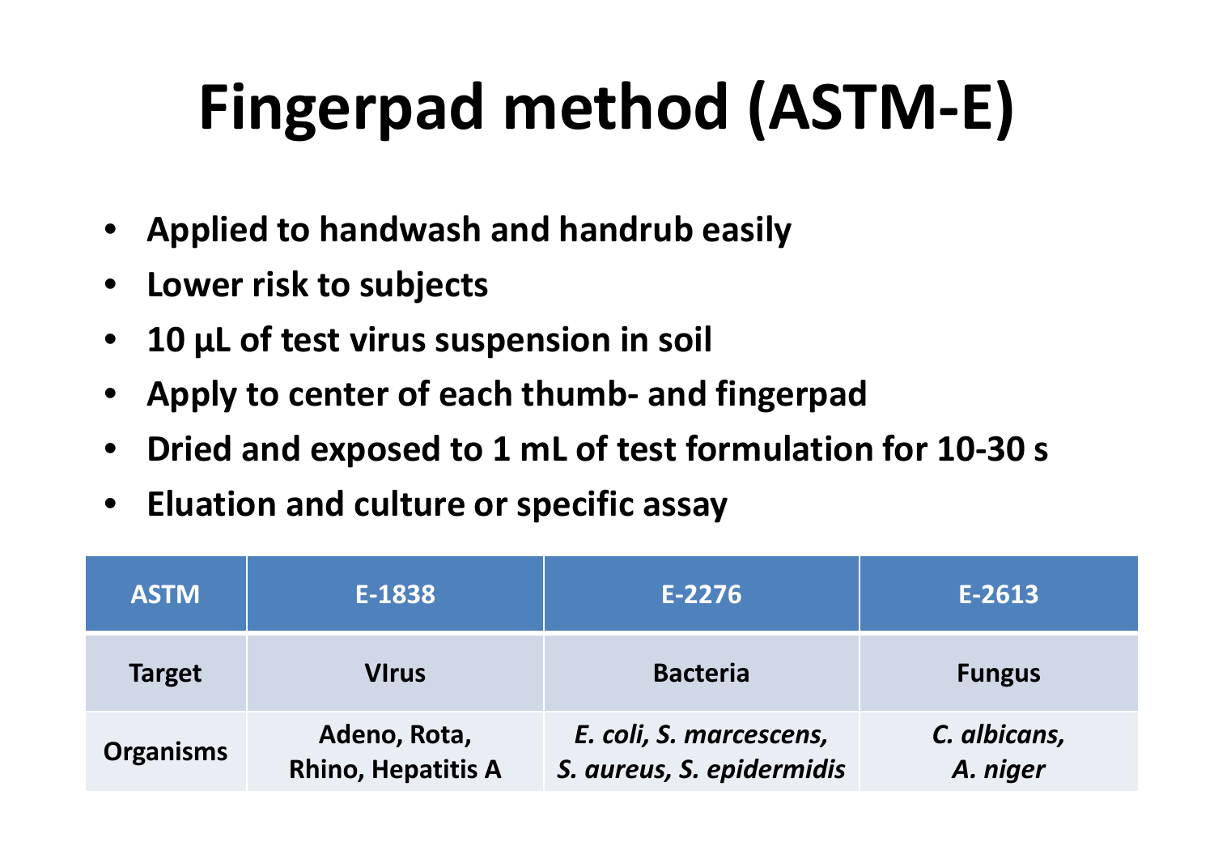# Fingerpad method (ASTM-E)

- **Applied to handwash and handrub easily**
- **Lower risk to subjects**
- **10 µL of test virus suspension in soil**
- **Apply to center of each thumb- and fingerpad**
- **Dried and exposed to 1 mL of test formulation for 10-30 s**
- **Eluation and culture or specific assay**

| ASTM | E-1838 | E-2276 | E-2613 |
|---|---|---|---|
| **Target** | **VIrus** | **Bacteria** | **Fungus** |
| **Organisms** | **Adeno, Rota, Rhino, Hepatitis A** | ***E. coli, S. marcescens, S. aureus, S. epidermidis*** | ***C. albicans, A. niger*** |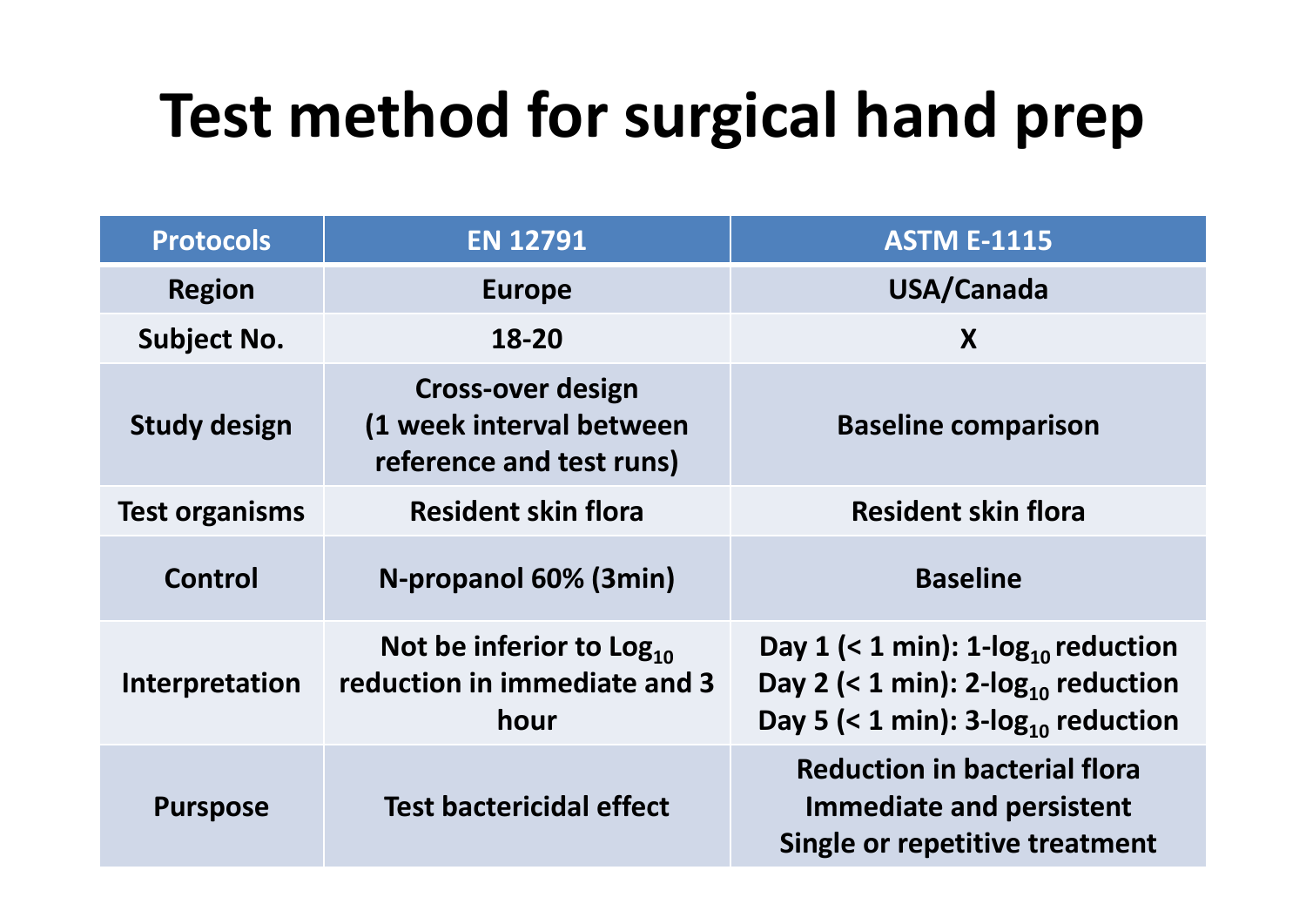# Test method for surgical hand prep

| Protocols | EN 12791 | ASTM E-1115 |
|---|---|---|
| Region | Europe | USA/Canada |
| Subject No. | 18-20 | X |
| Study design | Cross-over design (1 week interval between reference and test runs) | Baseline comparison |
| Test organisms | Resident skin flora | Resident skin flora |
| Control | N-propanol 60% (3min) | Baseline |
| Interpretation | Not be inferior to $Log_{10}$ reduction in immediate and 3 hour | Day 1 (< 1 min): 1-$log_{10}$ reduction<br>Day 2 (< 1 min): 2-$log_{10}$ reduction<br>Day 5 (< 1 min): 3-$log_{10}$ reduction |
| Purspose | Test bactericidal effect | Reduction in bacterial flora<br>Immediate and persistent<br>Single or repetitive treatment |